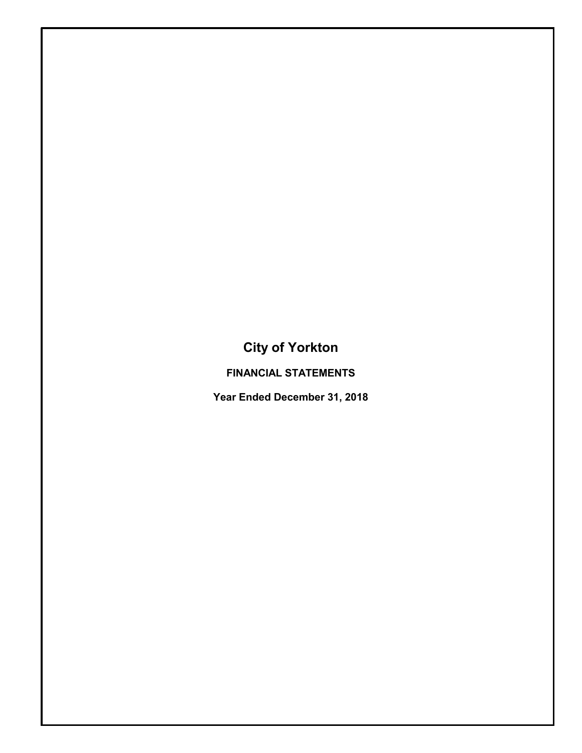# City of Yorkton

**FINANCIAL STATEMENTS**

**Year Ended December 31, 2018**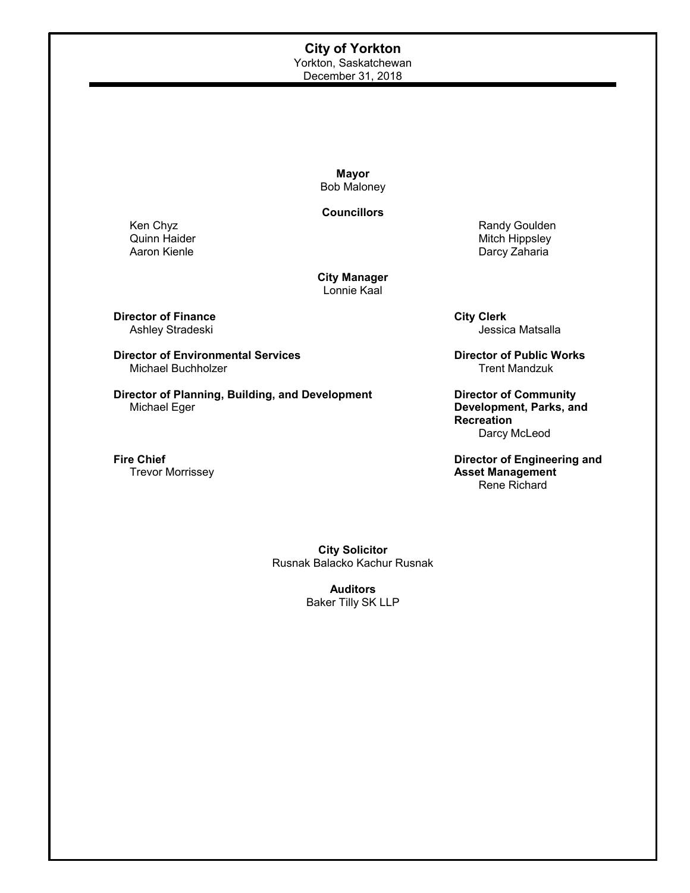# City of Yorkton

Yorkton, Saskatchewan
December 31, 2018

**Mayor**
Bob Maloney

**Councillors**

Ken Chyz
Quinn Haider
Aaron Kienle
Randy Goulden
Mitch Hippsley
Darcy Zaharia

**City Manager**
Lonnie Kaal

**Director of Finance**
Ashley Stradeski

**City Clerk**
Jessica Matsalla

**Director of Environmental Services**
Michael Buchholzer

**Director of Public Works**
Trent Mandzuk

**Director of Planning, Building, and Development**
Michael Eger

**Director of Community Development, Parks, and Recreation**
Darcy McLeod

**Fire Chief**
Trevor Morrissey

**Director of Engineering and Asset Management**
Rene Richard

**City Solicitor**
Rusnak Balacko Kachur Rusnak

**Auditors**
Baker Tilly SK LLP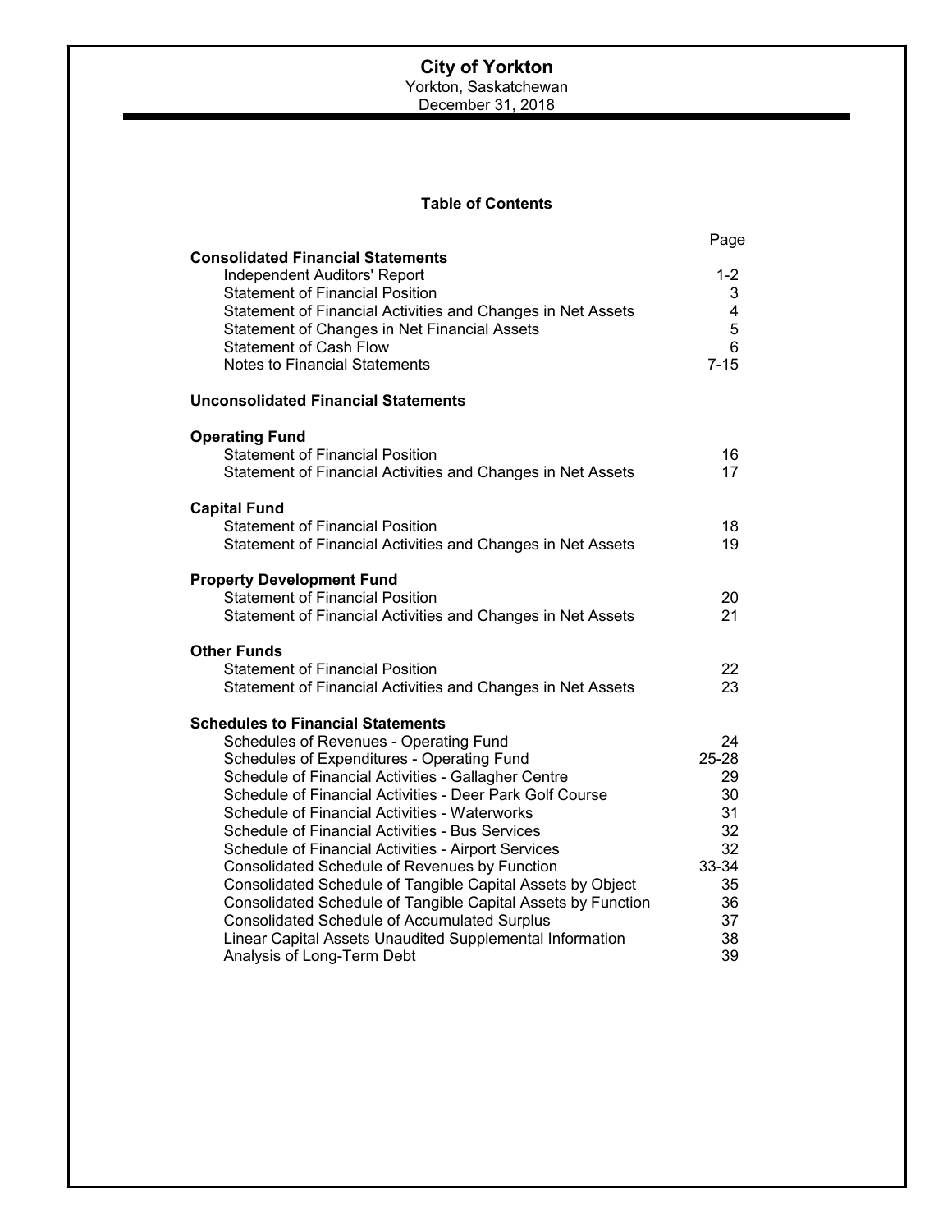# City of Yorkton

Yorkton, Saskatchewan

December 31, 2018

## Table of Contents

| | Page |
|---|---|
| **Consolidated Financial Statements** | |
| Independent Auditors' Report | 1-2 |
| Statement of Financial Position | 3 |
| Statement of Financial Activities and Changes in Net Assets | 4 |
| Statement of Changes in Net Financial Assets | 5 |
| Statement of Cash Flow | 6 |
| Notes to Financial Statements | 7-15 |
| **Unconsolidated Financial Statements** | |
| **Operating Fund** | |
| Statement of Financial Position | 16 |
| Statement of Financial Activities and Changes in Net Assets | 17 |
| **Capital Fund** | |
| Statement of Financial Position | 18 |
| Statement of Financial Activities and Changes in Net Assets | 19 |
| **Property Development Fund** | |
| Statement of Financial Position | 20 |
| Statement of Financial Activities and Changes in Net Assets | 21 |
| **Other Funds** | |
| Statement of Financial Position | 22 |
| Statement of Financial Activities and Changes in Net Assets | 23 |
| **Schedules to Financial Statements** | |
| Schedules of Revenues - Operating Fund | 24 |
| Schedules of Expenditures - Operating Fund | 25-28 |
| Schedule of Financial Activities - Gallagher Centre | 29 |
| Schedule of Financial Activities - Deer Park Golf Course | 30 |
| Schedule of Financial Activities - Waterworks | 31 |
| Schedule of Financial Activities - Bus Services | 32 |
| Schedule of Financial Activities - Airport Services | 32 |
| Consolidated Schedule of Revenues by Function | 33-34 |
| Consolidated Schedule of Tangible Capital Assets by Object | 35 |
| Consolidated Schedule of Tangible Capital Assets by Function | 36 |
| Consolidated Schedule of Accumulated Surplus | 37 |
| Linear Capital Assets Unaudited Supplemental Information | 38 |
| Analysis of Long-Term Debt | 39 |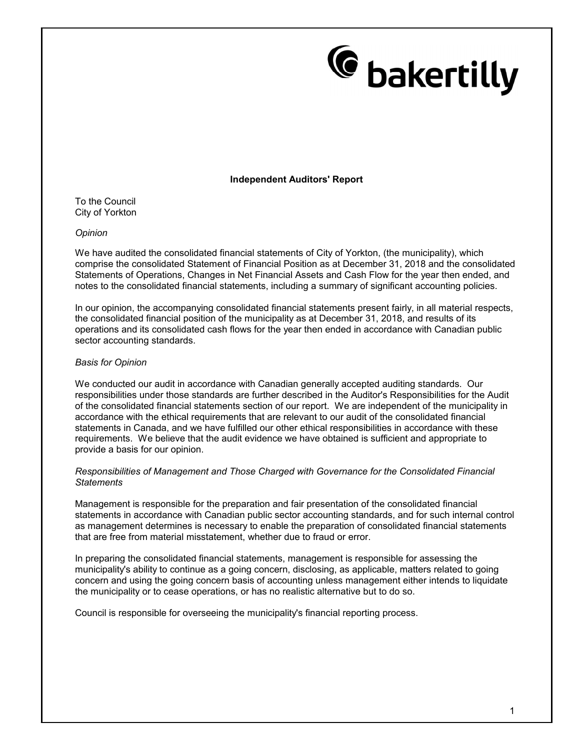bakertilly

## Independent Auditors' Report

To the Council
City of Yorkton

*Opinion*

We have audited the consolidated financial statements of City of Yorkton, (the municipality), which comprise the consolidated Statement of Financial Position as at December 31, 2018 and the consolidated Statements of Operations, Changes in Net Financial Assets and Cash Flow for the year then ended, and notes to the consolidated financial statements, including a summary of significant accounting policies.

In our opinion, the accompanying consolidated financial statements present fairly, in all material respects, the consolidated financial position of the municipality as at December 31, 2018, and results of its operations and its consolidated cash flows for the year then ended in accordance with Canadian public sector accounting standards.

*Basis for Opinion*

We conducted our audit in accordance with Canadian generally accepted auditing standards. Our responsibilities under those standards are further described in the Auditor's Responsibilities for the Audit of the consolidated financial statements section of our report. We are independent of the municipality in accordance with the ethical requirements that are relevant to our audit of the consolidated financial statements in Canada, and we have fulfilled our other ethical responsibilities in accordance with these requirements. We believe that the audit evidence we have obtained is sufficient and appropriate to provide a basis for our opinion.

*Responsibilities of Management and Those Charged with Governance for the Consolidated Financial Statements*

Management is responsible for the preparation and fair presentation of the consolidated financial statements in accordance with Canadian public sector accounting standards, and for such internal control as management determines is necessary to enable the preparation of consolidated financial statements that are free from material misstatement, whether due to fraud or error.

In preparing the consolidated financial statements, management is responsible for assessing the municipality's ability to continue as a going concern, disclosing, as applicable, matters related to going concern and using the going concern basis of accounting unless management either intends to liquidate the municipality or to cease operations, or has no realistic alternative but to do so.

Council is responsible for overseeing the municipality's financial reporting process.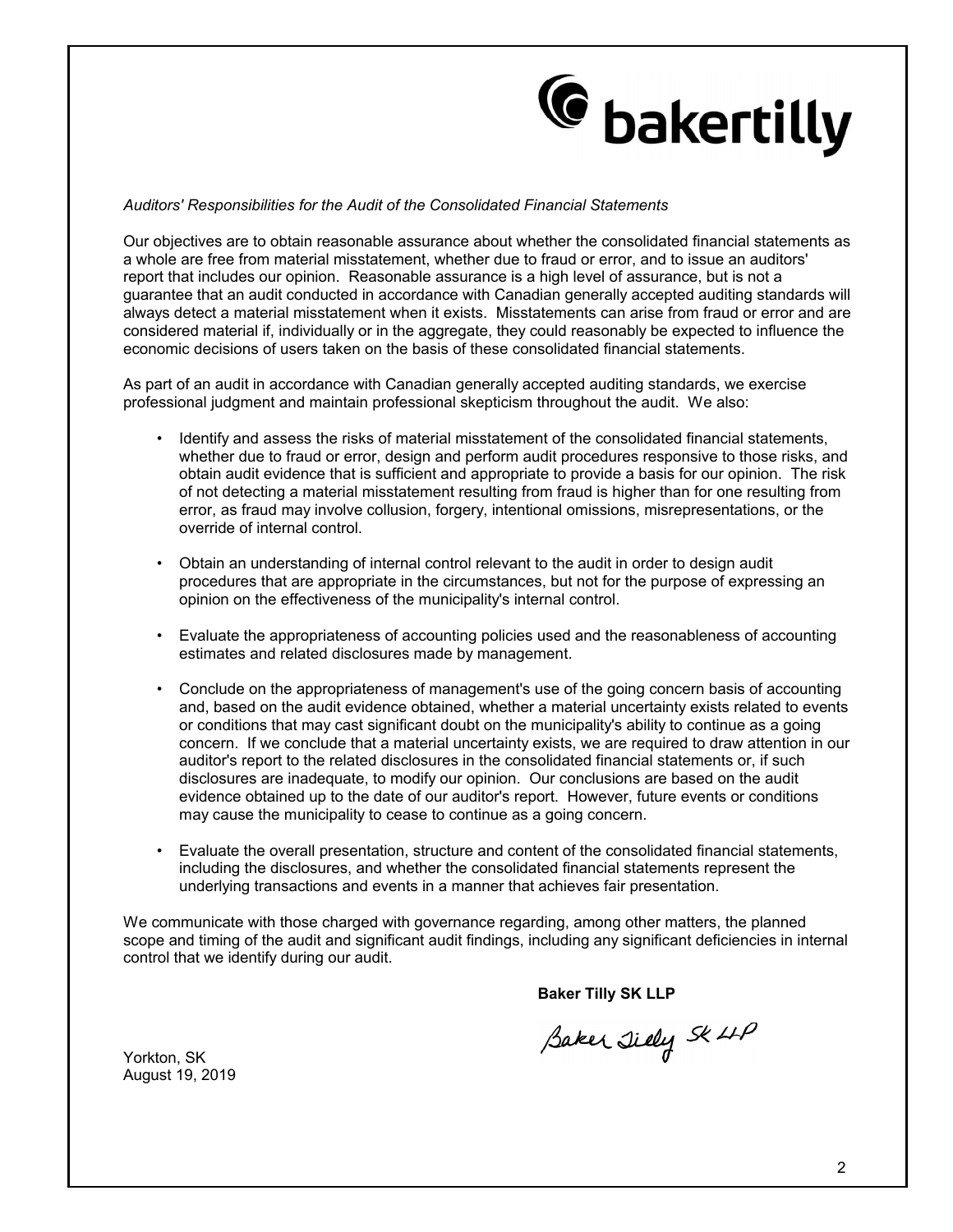*Auditors' Responsibilities for the Audit of the Consolidated Financial Statements*

Our objectives are to obtain reasonable assurance about whether the consolidated financial statements as a whole are free from material misstatement, whether due to fraud or error, and to issue an auditors' report that includes our opinion. Reasonable assurance is a high level of assurance, but is not a guarantee that an audit conducted in accordance with Canadian generally accepted auditing standards will always detect a material misstatement when it exists. Misstatements can arise from fraud or error and are considered material if, individually or in the aggregate, they could reasonably be expected to influence the economic decisions of users taken on the basis of these consolidated financial statements.

As part of an audit in accordance with Canadian generally accepted auditing standards, we exercise professional judgment and maintain professional skepticism throughout the audit. We also:

- Identify and assess the risks of material misstatement of the consolidated financial statements, whether due to fraud or error, design and perform audit procedures responsive to those risks, and obtain audit evidence that is sufficient and appropriate to provide a basis for our opinion. The risk of not detecting a material misstatement resulting from fraud is higher than for one resulting from error, as fraud may involve collusion, forgery, intentional omissions, misrepresentations, or the override of internal control.

- Obtain an understanding of internal control relevant to the audit in order to design audit procedures that are appropriate in the circumstances, but not for the purpose of expressing an opinion on the effectiveness of the municipality's internal control.

- Evaluate the appropriateness of accounting policies used and the reasonableness of accounting estimates and related disclosures made by management.

- Conclude on the appropriateness of management's use of the going concern basis of accounting and, based on the audit evidence obtained, whether a material uncertainty exists related to events or conditions that may cast significant doubt on the municipality's ability to continue as a going concern. If we conclude that a material uncertainty exists, we are required to draw attention in our auditor's report to the related disclosures in the consolidated financial statements or, if such disclosures are inadequate, to modify our opinion. Our conclusions are based on the audit evidence obtained up to the date of our auditor's report. However, future events or conditions may cause the municipality to cease to continue as a going concern.

- Evaluate the overall presentation, structure and content of the consolidated financial statements, including the disclosures, and whether the consolidated financial statements represent the underlying transactions and events in a manner that achieves fair presentation.

We communicate with those charged with governance regarding, among other matters, the planned scope and timing of the audit and significant audit findings, including any significant deficiencies in internal control that we identify during our audit.

**Baker Tilly SK LLP**

Baker Tilly SK LLP

Yorkton, SK
August 19, 2019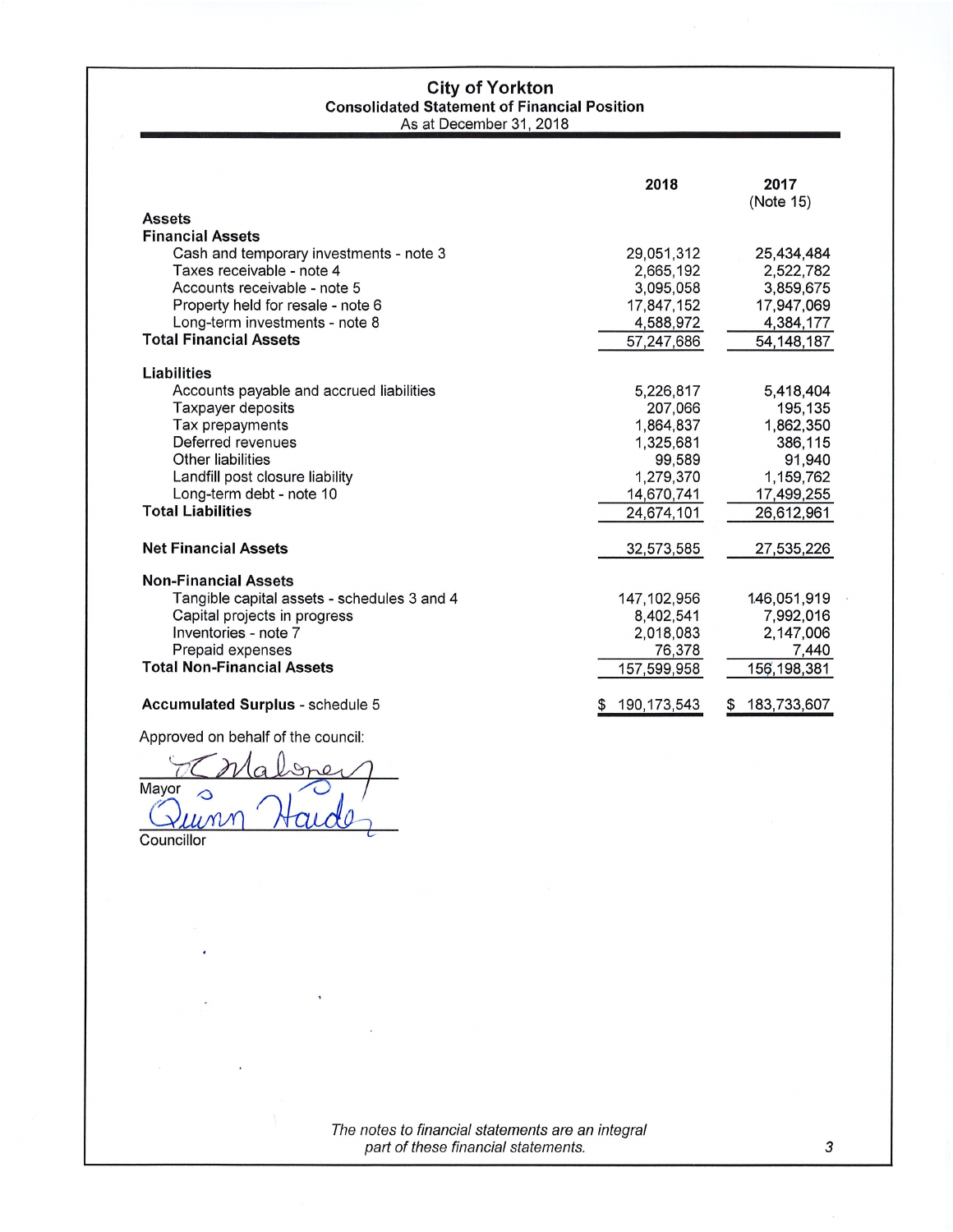# City of Yorkton

## Consolidated Statement of Financial Position

As at December 31, 2018

| | 2018 | 2017 (Note 15) |
|---|---|---|
| **Assets** | | |
| **Financial Assets** | | |
| Cash and temporary investments - note 3 | 29,051,312 | 25,434,484 |
| Taxes receivable - note 4 | 2,665,192 | 2,522,782 |
| Accounts receivable - note 5 | 3,095,058 | 3,859,675 |
| Property held for resale - note 6 | 17,847,152 | 17,947,069 |
| Long-term investments - note 8 | 4,588,972 | 4,384,177 |
| **Total Financial Assets** | 57,247,686 | 54,148,187 |
| | | |
| **Liabilities** | | |
| Accounts payable and accrued liabilities | 5,226,817 | 5,418,404 |
| Taxpayer deposits | 207,066 | 195,135 |
| Tax prepayments | 1,864,837 | 1,862,350 |
| Deferred revenues | 1,325,681 | 386,115 |
| Other liabilities | 99,589 | 91,940 |
| Landfill post closure liability | 1,279,370 | 1,159,762 |
| Long-term debt - note 10 | 14,670,741 | 17,499,255 |
| **Total Liabilities** | 24,674,101 | 26,612,961 |
| | | |
| **Net Financial Assets** | 32,573,585 | 27,535,226 |
| | | |
| **Non-Financial Assets** | | |
| Tangible capital assets - schedules 3 and 4 | 147,102,956 | 146,051,919 |
| Capital projects in progress | 8,402,541 | 7,992,016 |
| Inventories - note 7 | 2,018,083 | 2,147,006 |
| Prepaid expenses | 76,378 | 7,440 |
| **Total Non-Financial Assets** | 157,599,958 | 156,198,381 |
| | | |
| **Accumulated Surplus** - schedule 5 | $ 190,173,543 | $ 183,733,607 |

Approved on behalf of the council:

Mayor

Councillor

*The notes to financial statements are an integral part of these financial statements.*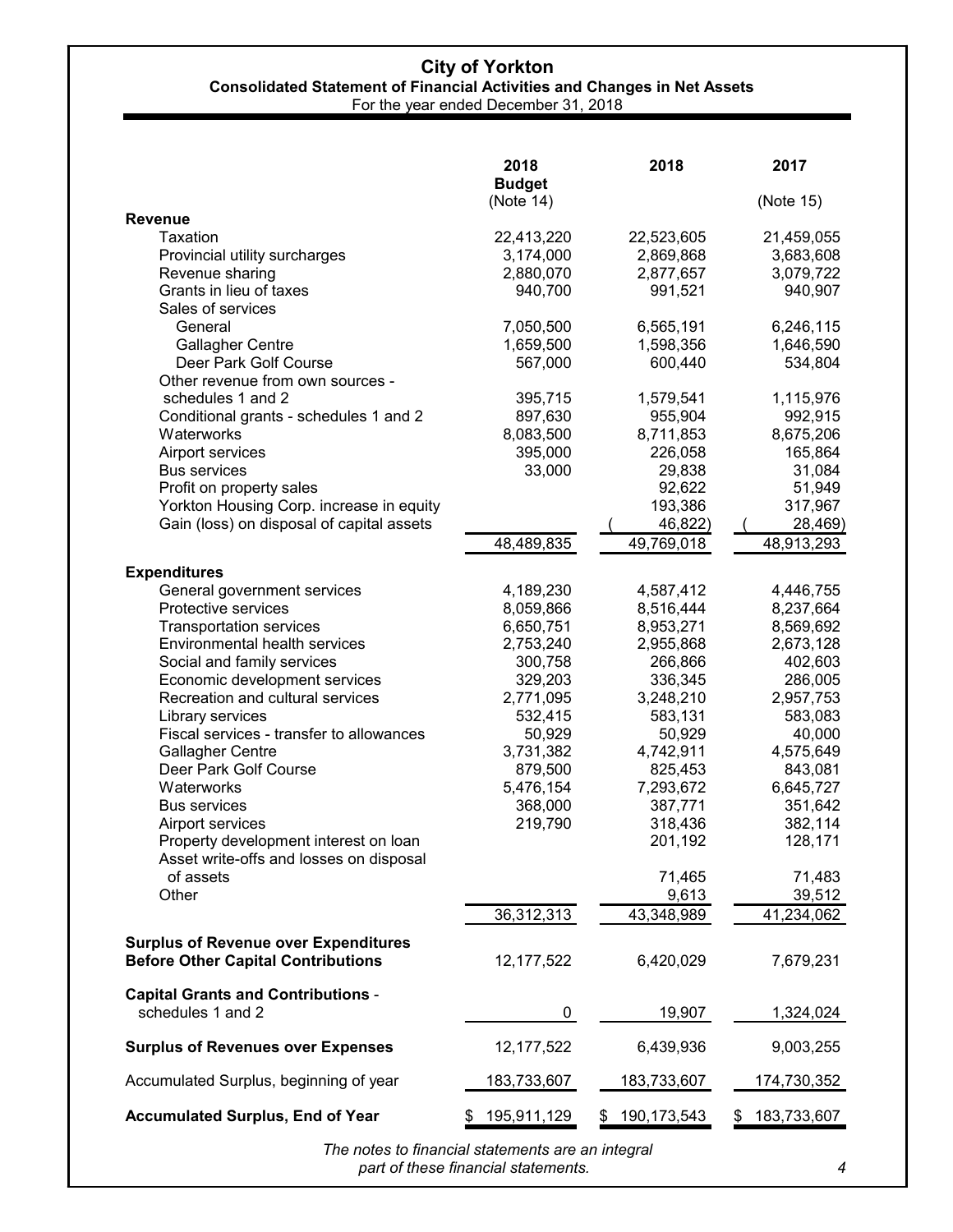# City of Yorkton

## Consolidated Statement of Financial Activities and Changes in Net Assets

For the year ended December 31, 2018

| | 2018 Budget (Note 14) | 2018 | 2017 (Note 15) |
|---|---|---|---|
| **Revenue** | | | |
| Taxation | 22,413,220 | 22,523,605 | 21,459,055 |
| Provincial utility surcharges | 3,174,000 | 2,869,868 | 3,683,608 |
| Revenue sharing | 2,880,070 | 2,877,657 | 3,079,722 |
| Grants in lieu of taxes | 940,700 | 991,521 | 940,907 |
| Sales of services | | | |
| General | 7,050,500 | 6,565,191 | 6,246,115 |
| Gallagher Centre | 1,659,500 | 1,598,356 | 1,646,590 |
| Deer Park Golf Course | 567,000 | 600,440 | 534,804 |
| Other revenue from own sources - schedules 1 and 2 | 395,715 | 1,579,541 | 1,115,976 |
| Conditional grants - schedules 1 and 2 | 897,630 | 955,904 | 992,915 |
| Waterworks | 8,083,500 | 8,711,853 | 8,675,206 |
| Airport services | 395,000 | 226,058 | 165,864 |
| Bus services | 33,000 | 29,838 | 31,084 |
| Profit on property sales | | 92,622 | 51,949 |
| Yorkton Housing Corp. increase in equity | | 193,386 | 317,967 |
| Gain (loss) on disposal of capital assets | | (46,822) | (28,469) |
| | 48,489,835 | 49,769,018 | 48,913,293 |
| **Expenditures** | | | |
| General government services | 4,189,230 | 4,587,412 | 4,446,755 |
| Protective services | 8,059,866 | 8,516,444 | 8,237,664 |
| Transportation services | 6,650,751 | 8,953,271 | 8,569,692 |
| Environmental health services | 2,753,240 | 2,955,868 | 2,673,128 |
| Social and family services | 300,758 | 266,866 | 402,603 |
| Economic development services | 329,203 | 336,345 | 286,005 |
| Recreation and cultural services | 2,771,095 | 3,248,210 | 2,957,753 |
| Library services | 532,415 | 583,131 | 583,083 |
| Fiscal services - transfer to allowances | 50,929 | 50,929 | 40,000 |
| Gallagher Centre | 3,731,382 | 4,742,911 | 4,575,649 |
| Deer Park Golf Course | 879,500 | 825,453 | 843,081 |
| Waterworks | 5,476,154 | 7,293,672 | 6,645,727 |
| Bus services | 368,000 | 387,771 | 351,642 |
| Airport services | 219,790 | 318,436 | 382,114 |
| Property development interest on loan | | 201,192 | 128,171 |
| Asset write-offs and losses on disposal of assets | | 71,465 | 71,483 |
| Other | | 9,613 | 39,512 |
| | 36,312,313 | 43,348,989 | 41,234,062 |
| **Surplus of Revenue over Expenditures Before Other Capital Contributions** | 12,177,522 | 6,420,029 | 7,679,231 |
| **Capital Grants and Contributions** - schedules 1 and 2 | 0 | 19,907 | 1,324,024 |
| **Surplus of Revenues over Expenses** | 12,177,522 | 6,439,936 | 9,003,255 |
| Accumulated Surplus, beginning of year | 183,733,607 | 183,733,607 | 174,730,352 |
| **Accumulated Surplus, End of Year** | $ 195,911,129 | $ 190,173,543 | $ 183,733,607 |

*The notes to financial statements are an integral part of these financial statements.*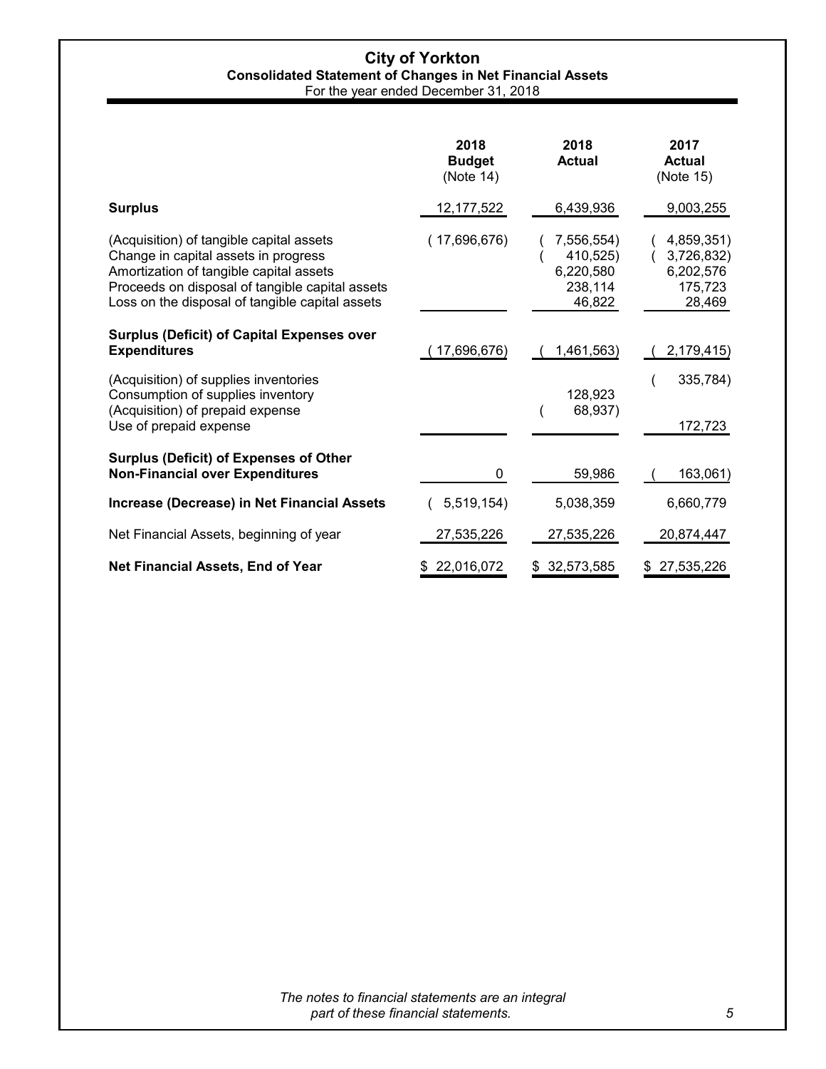# City of Yorkton

## Consolidated Statement of Changes in Net Financial Assets

For the year ended December 31, 2018

| | 2018 Budget (Note 14) | 2018 Actual | 2017 Actual (Note 15) |
|---|---|---|---|
| **Surplus** | 12,177,522 | 6,439,936 | 9,003,255 |
| (Acquisition) of tangible capital assets | (17,696,676) | (7,556,554) | (4,859,351) |
| Change in capital assets in progress | | (410,525) | (3,726,832) |
| Amortization of tangible capital assets | | 6,220,580 | 6,202,576 |
| Proceeds on disposal of tangible capital assets | | 238,114 | 175,723 |
| Loss on the disposal of tangible capital assets | | 46,822 | 28,469 |
| **Surplus (Deficit) of Capital Expenses over Expenditures** | (17,696,676) | (1,461,563) | (2,179,415) |
| (Acquisition) of supplies inventories | | | (335,784) |
| Consumption of supplies inventory | | 128,923 | |
| (Acquisition) of prepaid expense | | (68,937) | |
| Use of prepaid expense | | | 172,723 |
| **Surplus (Deficit) of Expenses of Other Non-Financial over Expenditures** | 0 | 59,986 | (163,061) |
| **Increase (Decrease) in Net Financial Assets** | (5,519,154) | 5,038,359 | 6,660,779 |
| Net Financial Assets, beginning of year | 27,535,226 | 27,535,226 | 20,874,447 |
| **Net Financial Assets, End of Year** | $ 22,016,072 | $ 32,573,585 | $ 27,535,226 |

*The notes to financial statements are an integral part of these financial statements.*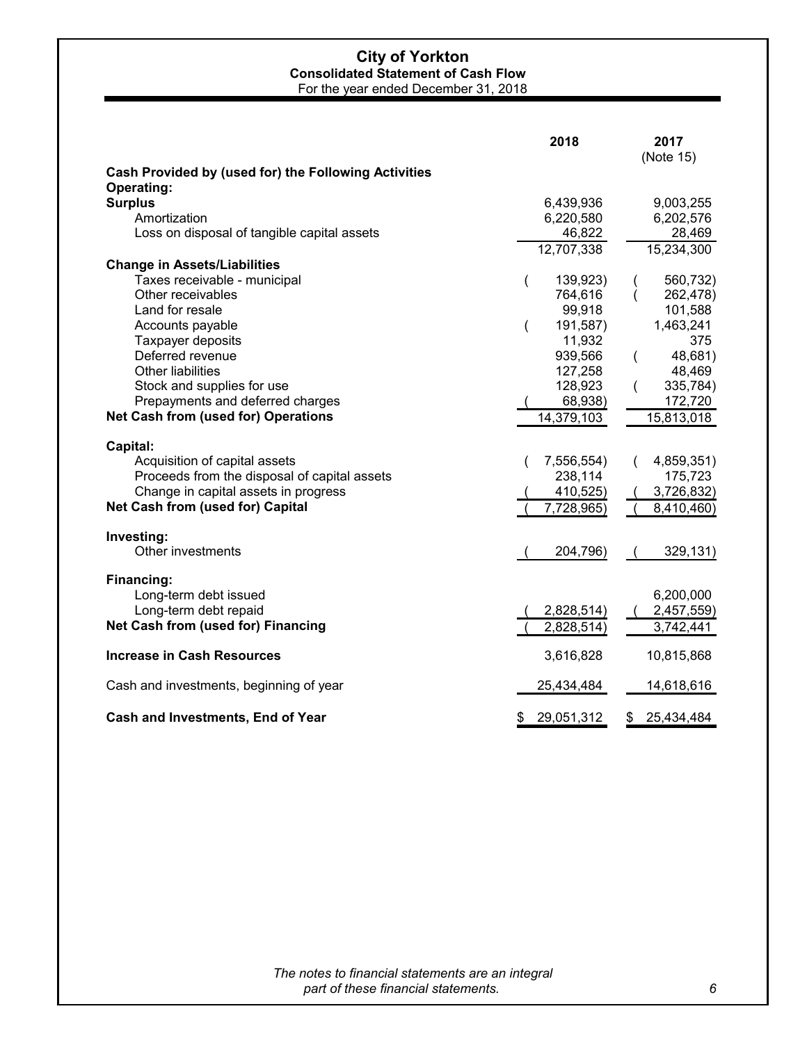# City of Yorkton

## Consolidated Statement of Cash Flow

For the year ended December 31, 2018

| | 2018 | 2017 (Note 15) |
|---|---|---|
| **Cash Provided by (used for) the Following Activities** | | |
| **Operating:** | | |
| **Surplus** | 6,439,936 | 9,003,255 |
| Amortization | 6,220,580 | 6,202,576 |
| Loss on disposal of tangible capital assets | 46,822 | 28,469 |
| | 12,707,338 | 15,234,300 |
| **Change in Assets/Liabilities** | | |
| Taxes receivable - municipal | (139,923) | (560,732) |
| Other receivables | 764,616 | (262,478) |
| Land for resale | 99,918 | 101,588 |
| Accounts payable | (191,587) | 1,463,241 |
| Taxpayer deposits | 11,932 | 375 |
| Deferred revenue | 939,566 | (48,681) |
| Other liabilities | 127,258 | 48,469 |
| Stock and supplies for use | 128,923 | (335,784) |
| Prepayments and deferred charges | (68,938) | 172,720 |
| **Net Cash from (used for) Operations** | 14,379,103 | 15,813,018 |
| **Capital:** | | |
| Acquisition of capital assets | (7,556,554) | (4,859,351) |
| Proceeds from the disposal of capital assets | 238,114 | 175,723 |
| Change in capital assets in progress | (410,525) | (3,726,832) |
| **Net Cash from (used for) Capital** | (7,728,965) | (8,410,460) |
| **Investing:** | | |
| Other investments | (204,796) | (329,131) |
| **Financing:** | | |
| Long-term debt issued | | 6,200,000 |
| Long-term debt repaid | (2,828,514) | (2,457,559) |
| **Net Cash from (used for) Financing** | (2,828,514) | 3,742,441 |
| **Increase in Cash Resources** | 3,616,828 | 10,815,868 |
| Cash and investments, beginning of year | 25,434,484 | 14,618,616 |
| **Cash and Investments, End of Year** | $ 29,051,312 | $ 25,434,484 |

*The notes to financial statements are an integral part of these financial statements.*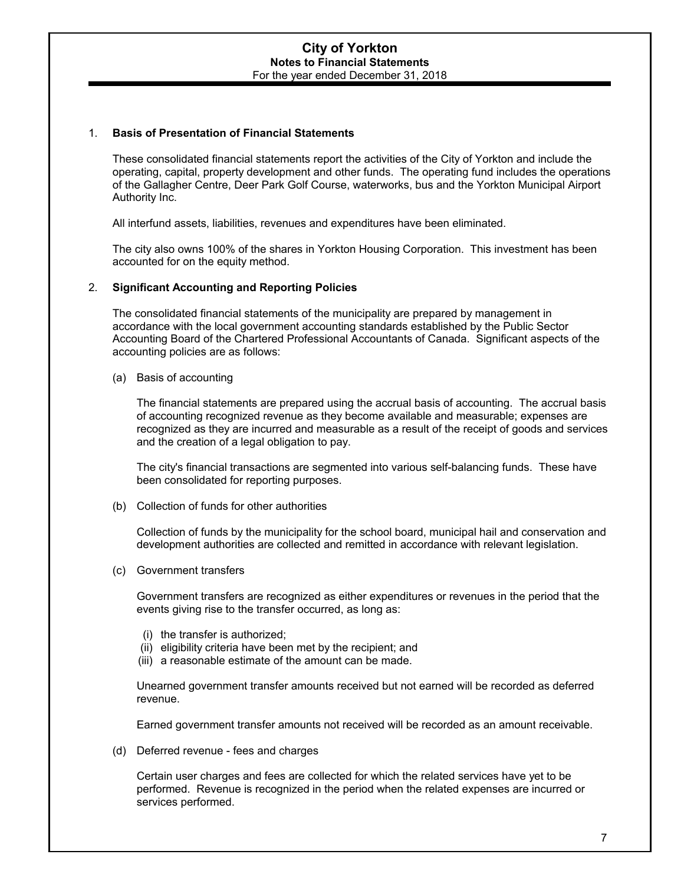# City of Yorkton

## Notes to Financial Statements

For the year ended December 31, 2018

1. **Basis of Presentation of Financial Statements**

   These consolidated financial statements report the activities of the City of Yorkton and include the operating, capital, property development and other funds. The operating fund includes the operations of the Gallagher Centre, Deer Park Golf Course, waterworks, bus and the Yorkton Municipal Airport Authority Inc.

   All interfund assets, liabilities, revenues and expenditures have been eliminated.

   The city also owns 100% of the shares in Yorkton Housing Corporation. This investment has been accounted for on the equity method.

2. **Significant Accounting and Reporting Policies**

   The consolidated financial statements of the municipality are prepared by management in accordance with the local government accounting standards established by the Public Sector Accounting Board of the Chartered Professional Accountants of Canada. Significant aspects of the accounting policies are as follows:

   (a) Basis of accounting

   The financial statements are prepared using the accrual basis of accounting. The accrual basis of accounting recognized revenue as they become available and measurable; expenses are recognized as they are incurred and measurable as a result of the receipt of goods and services and the creation of a legal obligation to pay.

   The city's financial transactions are segmented into various self-balancing funds. These have been consolidated for reporting purposes.

   (b) Collection of funds for other authorities

   Collection of funds by the municipality for the school board, municipal hail and conservation and development authorities are collected and remitted in accordance with relevant legislation.

   (c) Government transfers

   Government transfers are recognized as either expenditures or revenues in the period that the events giving rise to the transfer occurred, as long as:

   (i) the transfer is authorized;
   (ii) eligibility criteria have been met by the recipient; and
   (iii) a reasonable estimate of the amount can be made.

   Unearned government transfer amounts received but not earned will be recorded as deferred revenue.

   Earned government transfer amounts not received will be recorded as an amount receivable.

   (d) Deferred revenue - fees and charges

   Certain user charges and fees are collected for which the related services have yet to be performed. Revenue is recognized in the period when the related expenses are incurred or services performed.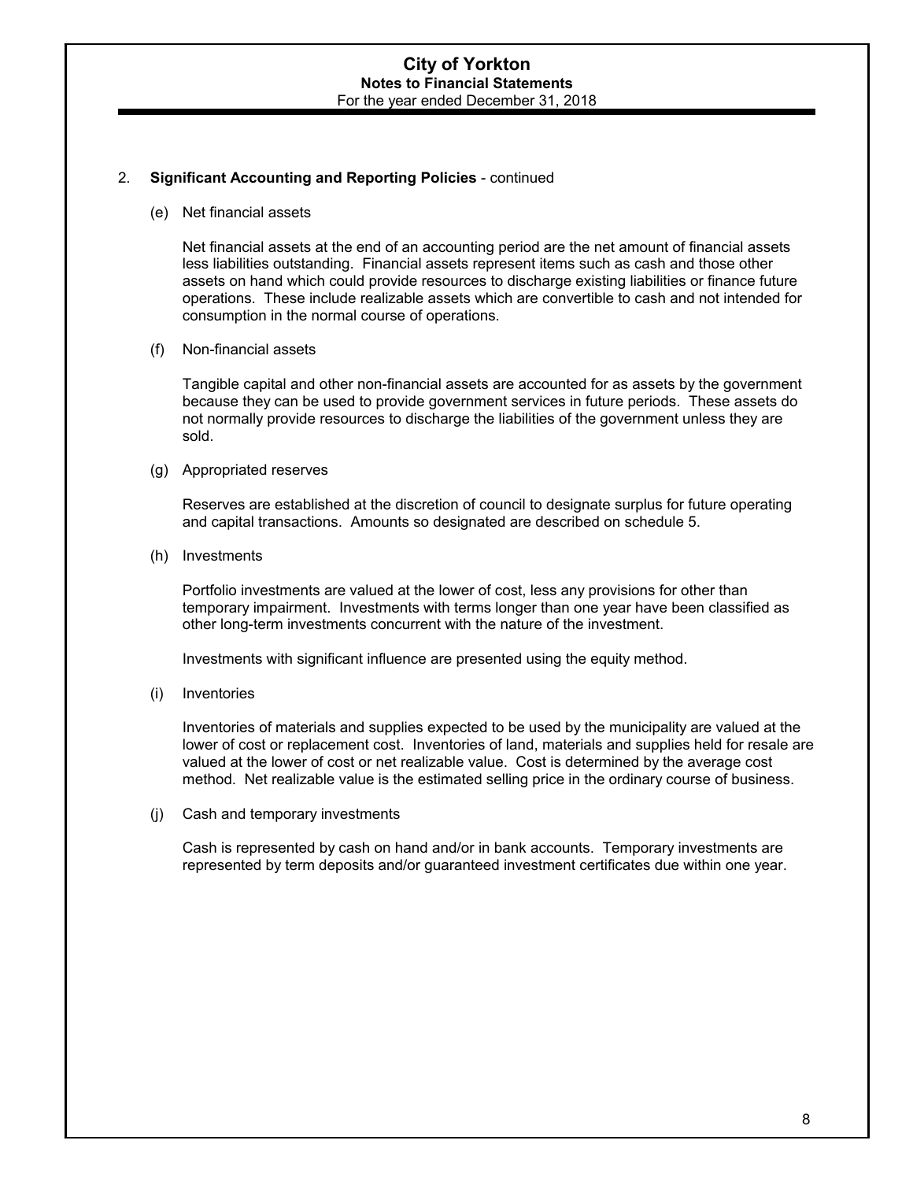## 2. **Significant Accounting and Reporting Policies** - continued

(e) Net financial assets

Net financial assets at the end of an accounting period are the net amount of financial assets less liabilities outstanding. Financial assets represent items such as cash and those other assets on hand which could provide resources to discharge existing liabilities or finance future operations. These include realizable assets which are convertible to cash and not intended for consumption in the normal course of operations.

(f) Non-financial assets

Tangible capital and other non-financial assets are accounted for as assets by the government because they can be used to provide government services in future periods. These assets do not normally provide resources to discharge the liabilities of the government unless they are sold.

(g) Appropriated reserves

Reserves are established at the discretion of council to designate surplus for future operating and capital transactions. Amounts so designated are described on schedule 5.

(h) Investments

Portfolio investments are valued at the lower of cost, less any provisions for other than temporary impairment. Investments with terms longer than one year have been classified as other long-term investments concurrent with the nature of the investment.

Investments with significant influence are presented using the equity method.

(i) Inventories

Inventories of materials and supplies expected to be used by the municipality are valued at the lower of cost or replacement cost. Inventories of land, materials and supplies held for resale are valued at the lower of cost or net realizable value. Cost is determined by the average cost method. Net realizable value is the estimated selling price in the ordinary course of business.

(j) Cash and temporary investments

Cash is represented by cash on hand and/or in bank accounts. Temporary investments are represented by term deposits and/or guaranteed investment certificates due within one year.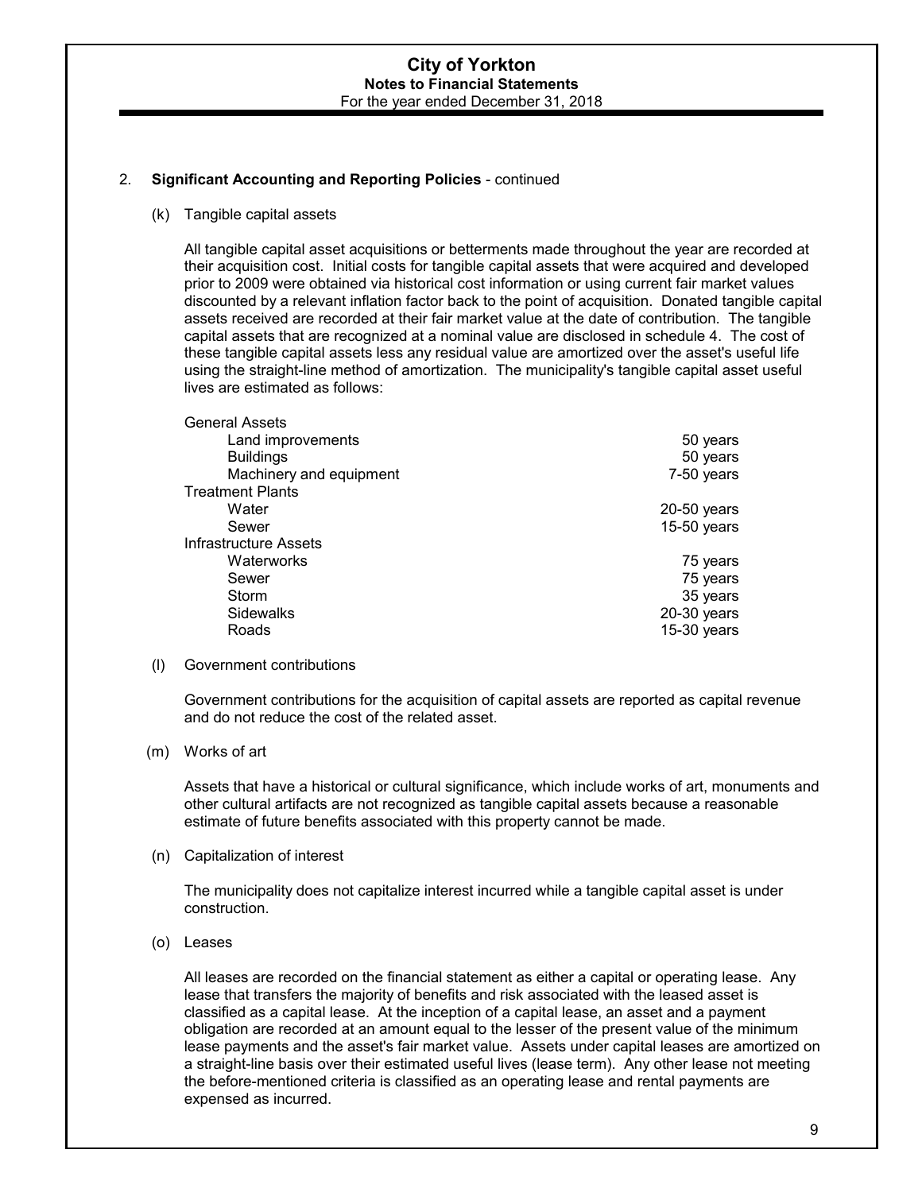## 2. Significant Accounting and Reporting Policies - continued

### (k) Tangible capital assets

All tangible capital asset acquisitions or betterments made throughout the year are recorded at their acquisition cost. Initial costs for tangible capital assets that were acquired and developed prior to 2009 were obtained via historical cost information or using current fair market values discounted by a relevant inflation factor back to the point of acquisition. Donated tangible capital assets received are recorded at their fair market value at the date of contribution. The tangible capital assets that are recognized at a nominal value are disclosed in schedule 4. The cost of these tangible capital assets less any residual value are amortized over the asset's useful life using the straight-line method of amortization. The municipality's tangible capital asset useful lives are estimated as follows:

| | |
|---|---|
| **General Assets** | |
| Land improvements | 50 years |
| Buildings | 50 years |
| Machinery and equipment | 7-50 years |
| **Treatment Plants** | |
| Water | 20-50 years |
| Sewer | 15-50 years |
| **Infrastructure Assets** | |
| Waterworks | 75 years |
| Sewer | 75 years |
| Storm | 35 years |
| Sidewalks | 20-30 years |
| Roads | 15-30 years |

### (l) Government contributions

Government contributions for the acquisition of capital assets are reported as capital revenue and do not reduce the cost of the related asset.

### (m) Works of art

Assets that have a historical or cultural significance, which include works of art, monuments and other cultural artifacts are not recognized as tangible capital assets because a reasonable estimate of future benefits associated with this property cannot be made.

### (n) Capitalization of interest

The municipality does not capitalize interest incurred while a tangible capital asset is under construction.

### (o) Leases

All leases are recorded on the financial statement as either a capital or operating lease. Any lease that transfers the majority of benefits and risk associated with the leased asset is classified as a capital lease. At the inception of a capital lease, an asset and a payment obligation are recorded at an amount equal to the lesser of the present value of the minimum lease payments and the asset's fair market value. Assets under capital leases are amortized on a straight-line basis over their estimated useful lives (lease term). Any other lease not meeting the before-mentioned criteria is classified as an operating lease and rental payments are expensed as incurred.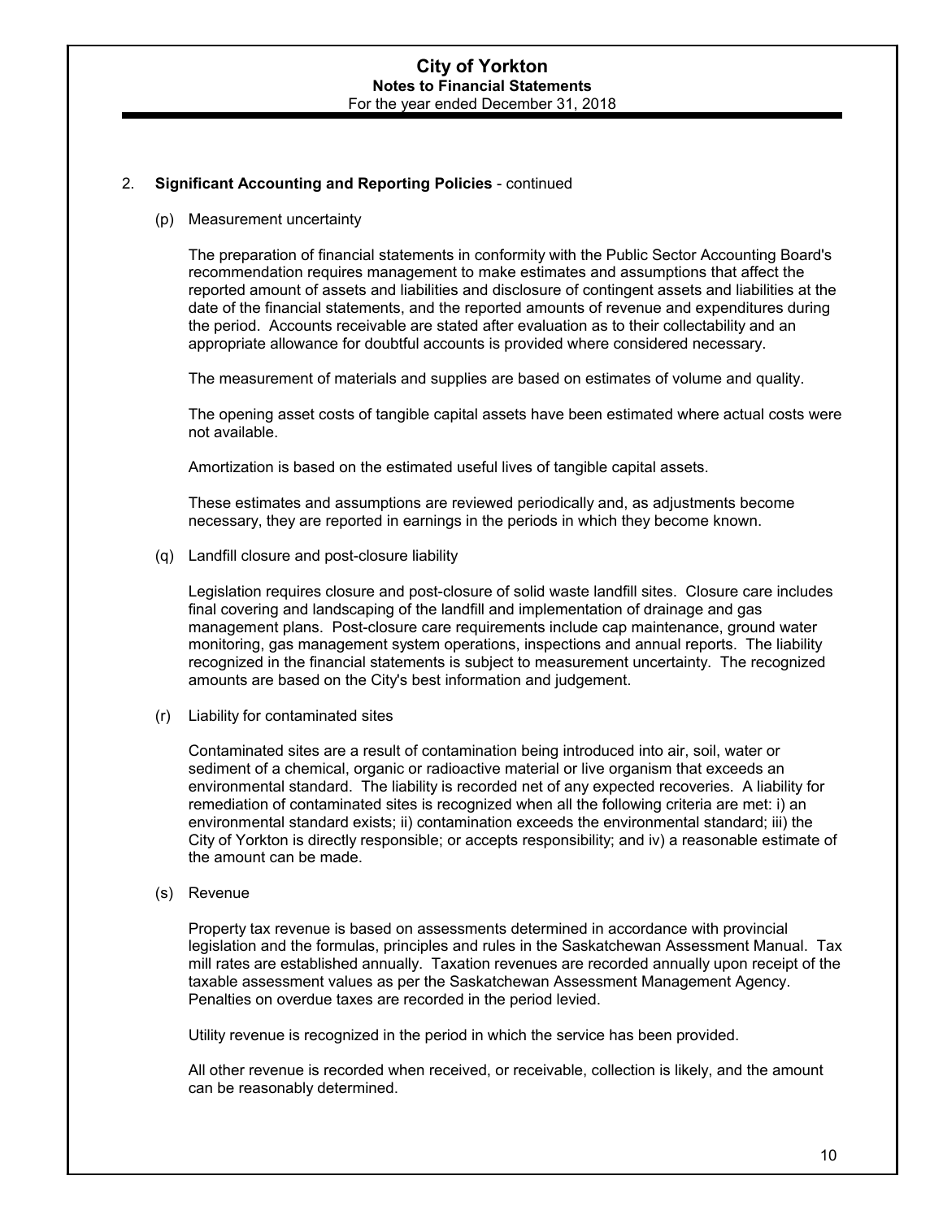2. **Significant Accounting and Reporting Policies** - continued

(p) Measurement uncertainty

The preparation of financial statements in conformity with the Public Sector Accounting Board's recommendation requires management to make estimates and assumptions that affect the reported amount of assets and liabilities and disclosure of contingent assets and liabilities at the date of the financial statements, and the reported amounts of revenue and expenditures during the period. Accounts receivable are stated after evaluation as to their collectability and an appropriate allowance for doubtful accounts is provided where considered necessary.

The measurement of materials and supplies are based on estimates of volume and quality.

The opening asset costs of tangible capital assets have been estimated where actual costs were not available.

Amortization is based on the estimated useful lives of tangible capital assets.

These estimates and assumptions are reviewed periodically and, as adjustments become necessary, they are reported in earnings in the periods in which they become known.

(q) Landfill closure and post-closure liability

Legislation requires closure and post-closure of solid waste landfill sites. Closure care includes final covering and landscaping of the landfill and implementation of drainage and gas management plans. Post-closure care requirements include cap maintenance, ground water monitoring, gas management system operations, inspections and annual reports. The liability recognized in the financial statements is subject to measurement uncertainty. The recognized amounts are based on the City's best information and judgement.

(r) Liability for contaminated sites

Contaminated sites are a result of contamination being introduced into air, soil, water or sediment of a chemical, organic or radioactive material or live organism that exceeds an environmental standard. The liability is recorded net of any expected recoveries. A liability for remediation of contaminated sites is recognized when all the following criteria are met: i) an environmental standard exists; ii) contamination exceeds the environmental standard; iii) the City of Yorkton is directly responsible; or accepts responsibility; and iv) a reasonable estimate of the amount can be made.

(s) Revenue

Property tax revenue is based on assessments determined in accordance with provincial legislation and the formulas, principles and rules in the Saskatchewan Assessment Manual. Tax mill rates are established annually. Taxation revenues are recorded annually upon receipt of the taxable assessment values as per the Saskatchewan Assessment Management Agency. Penalties on overdue taxes are recorded in the period levied.

Utility revenue is recognized in the period in which the service has been provided.

All other revenue is recorded when received, or receivable, collection is likely, and the amount can be reasonably determined.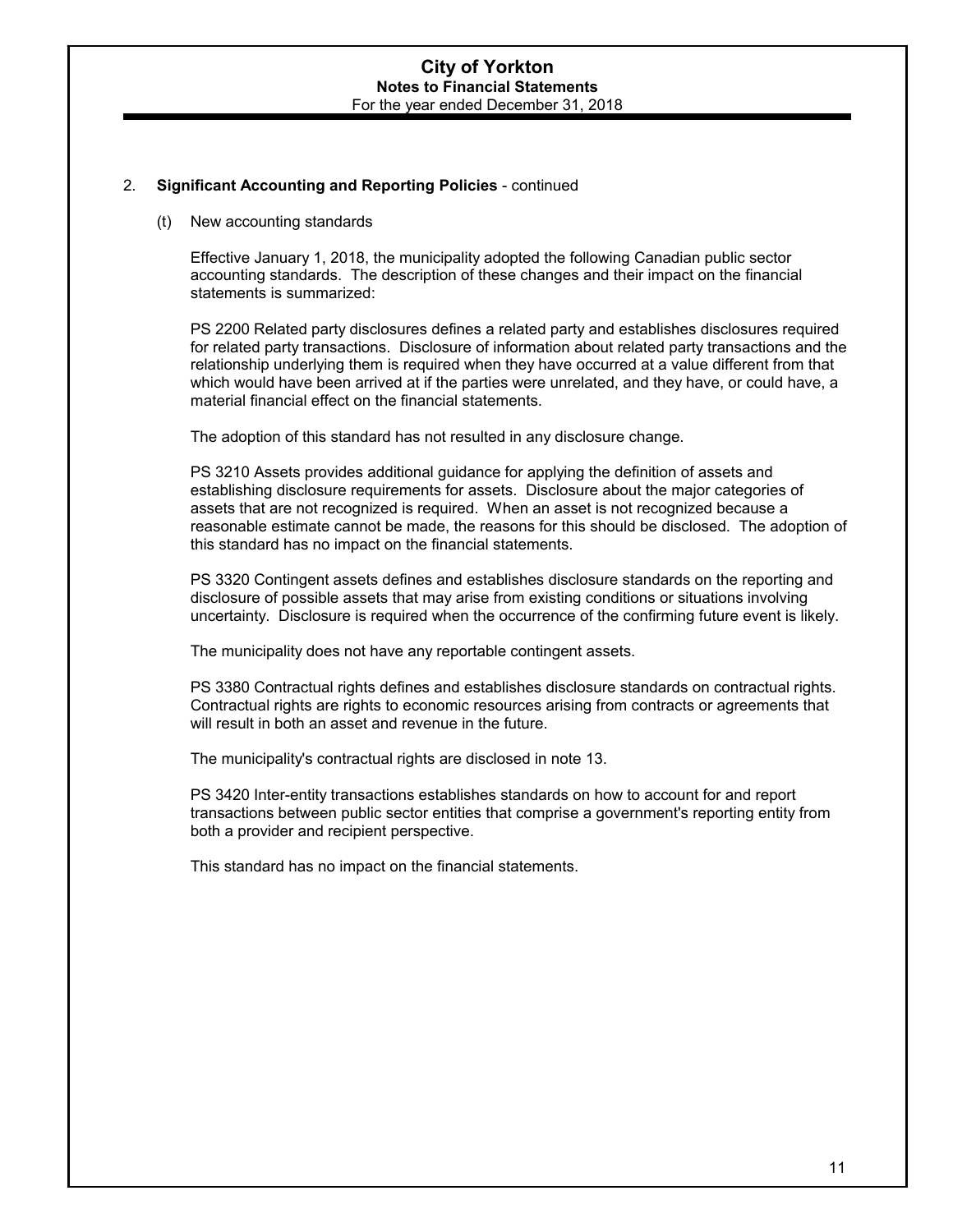## 2. Significant Accounting and Reporting Policies - continued

### (t) New accounting standards

Effective January 1, 2018, the municipality adopted the following Canadian public sector accounting standards. The description of these changes and their impact on the financial statements is summarized:

PS 2200 Related party disclosures defines a related party and establishes disclosures required for related party transactions. Disclosure of information about related party transactions and the relationship underlying them is required when they have occurred at a value different from that which would have been arrived at if the parties were unrelated, and they have, or could have, a material financial effect on the financial statements.

The adoption of this standard has not resulted in any disclosure change.

PS 3210 Assets provides additional guidance for applying the definition of assets and establishing disclosure requirements for assets. Disclosure about the major categories of assets that are not recognized is required. When an asset is not recognized because a reasonable estimate cannot be made, the reasons for this should be disclosed. The adoption of this standard has no impact on the financial statements.

PS 3320 Contingent assets defines and establishes disclosure standards on the reporting and disclosure of possible assets that may arise from existing conditions or situations involving uncertainty. Disclosure is required when the occurrence of the confirming future event is likely.

The municipality does not have any reportable contingent assets.

PS 3380 Contractual rights defines and establishes disclosure standards on contractual rights. Contractual rights are rights to economic resources arising from contracts or agreements that will result in both an asset and revenue in the future.

The municipality's contractual rights are disclosed in note 13.

PS 3420 Inter-entity transactions establishes standards on how to account for and report transactions between public sector entities that comprise a government's reporting entity from both a provider and recipient perspective.

This standard has no impact on the financial statements.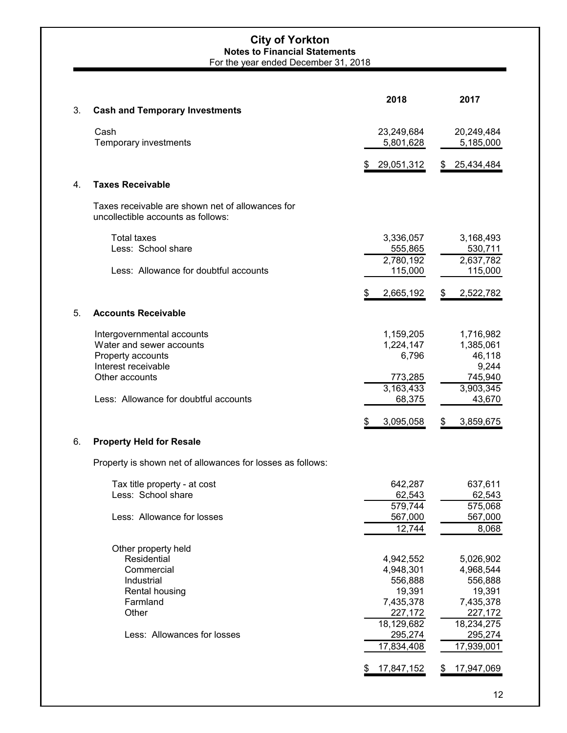# City of Yorkton

## Notes to Financial Statements

For the year ended December 31, 2018

### 3. Cash and Temporary Investments

| | 2018 | 2017 |
|---|---|---|
| Cash | 23,249,684 | 20,249,484 |
| Temporary investments | 5,801,628 | 5,185,000 |
| | $ 29,051,312 | $ 25,434,484 |

### 4. Taxes Receivable

Taxes receivable are shown net of allowances for uncollectible accounts as follows:

| | 2018 | 2017 |
|---|---|---|
| Total taxes | 3,336,057 | 3,168,493 |
| Less: School share | 555,865 | 530,711 |
| | 2,780,192 | 2,637,782 |
| Less: Allowance for doubtful accounts | 115,000 | 115,000 |
| | $ 2,665,192 | $ 2,522,782 |

### 5. Accounts Receivable

| | 2018 | 2017 |
|---|---|---|
| Intergovernmental accounts | 1,159,205 | 1,716,982 |
| Water and sewer accounts | 1,224,147 | 1,385,061 |
| Property accounts | 6,796 | 46,118 |
| Interest receivable | | 9,244 |
| Other accounts | 773,285 | 745,940 |
| | 3,163,433 | 3,903,345 |
| Less: Allowance for doubtful accounts | 68,375 | 43,670 |
| | $ 3,095,058 | $ 3,859,675 |

### 6. Property Held for Resale

Property is shown net of allowances for losses as follows:

| | 2018 | 2017 |
|---|---|---|
| Tax title property - at cost | 642,287 | 637,611 |
| Less: School share | 62,543 | 62,543 |
| | 579,744 | 575,068 |
| Less: Allowance for losses | 567,000 | 567,000 |
| | 12,744 | 8,068 |
| Other property held | | |
| Residential | 4,942,552 | 5,026,902 |
| Commercial | 4,948,301 | 4,968,544 |
| Industrial | 556,888 | 556,888 |
| Rental housing | 19,391 | 19,391 |
| Farmland | 7,435,378 | 7,435,378 |
| Other | 227,172 | 227,172 |
| | 18,129,682 | 18,234,275 |
| Less: Allowances for losses | 295,274 | 295,274 |
| | 17,834,408 | 17,939,001 |
| | $ 17,847,152 | $ 17,947,069 |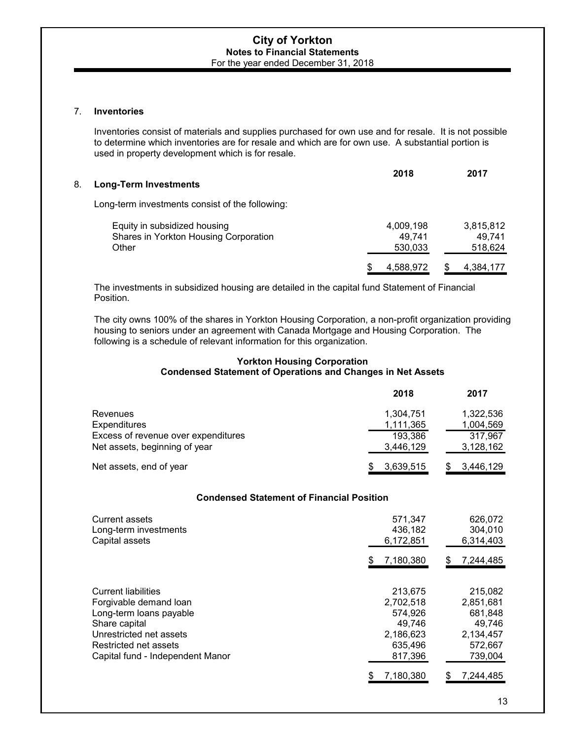### 7. Inventories

Inventories consist of materials and supplies purchased for own use and for resale. It is not possible to determine which inventories are for resale and which are for own use. A substantial portion is used in property development which is for resale.

### 8. Long-Term Investments

Long-term investments consist of the following:

| | 2018 | 2017 |
|---|---|---|
| Equity in subsidized housing | 4,009,198 | 3,815,812 |
| Shares in Yorkton Housing Corporation | 49,741 | 49,741 |
| Other | 530,033 | 518,624 |
| | $ 4,588,972 | $ 4,384,177 |

The investments in subsidized housing are detailed in the capital fund Statement of Financial Position.

The city owns 100% of the shares in Yorkton Housing Corporation, a non-profit organization providing housing to seniors under an agreement with Canada Mortgage and Housing Corporation. The following is a schedule of relevant information for this organization.

**Yorkton Housing Corporation**
**Condensed Statement of Operations and Changes in Net Assets**

| | 2018 | 2017 |
|---|---|---|
| Revenues | 1,304,751 | 1,322,536 |
| Expenditures | 1,111,365 | 1,004,569 |
| Excess of revenue over expenditures | 193,386 | 317,967 |
| Net assets, beginning of year | 3,446,129 | 3,128,162 |
| Net assets, end of year | $ 3,639,515 | $ 3,446,129 |

**Condensed Statement of Financial Position**

| | 2018 | 2017 |
|---|---|---|
| Current assets | 571,347 | 626,072 |
| Long-term investments | 436,182 | 304,010 |
| Capital assets | 6,172,851 | 6,314,403 |
| | $ 7,180,380 | $ 7,244,485 |
| Current liabilities | 213,675 | 215,082 |
| Forgivable demand loan | 2,702,518 | 2,851,681 |
| Long-term loans payable | 574,926 | 681,848 |
| Share capital | 49,746 | 49,746 |
| Unrestricted net assets | 2,186,623 | 2,134,457 |
| Restricted net assets | 635,496 | 572,667 |
| Capital fund - Independent Manor | 817,396 | 739,004 |
| | $ 7,180,380 | $ 7,244,485 |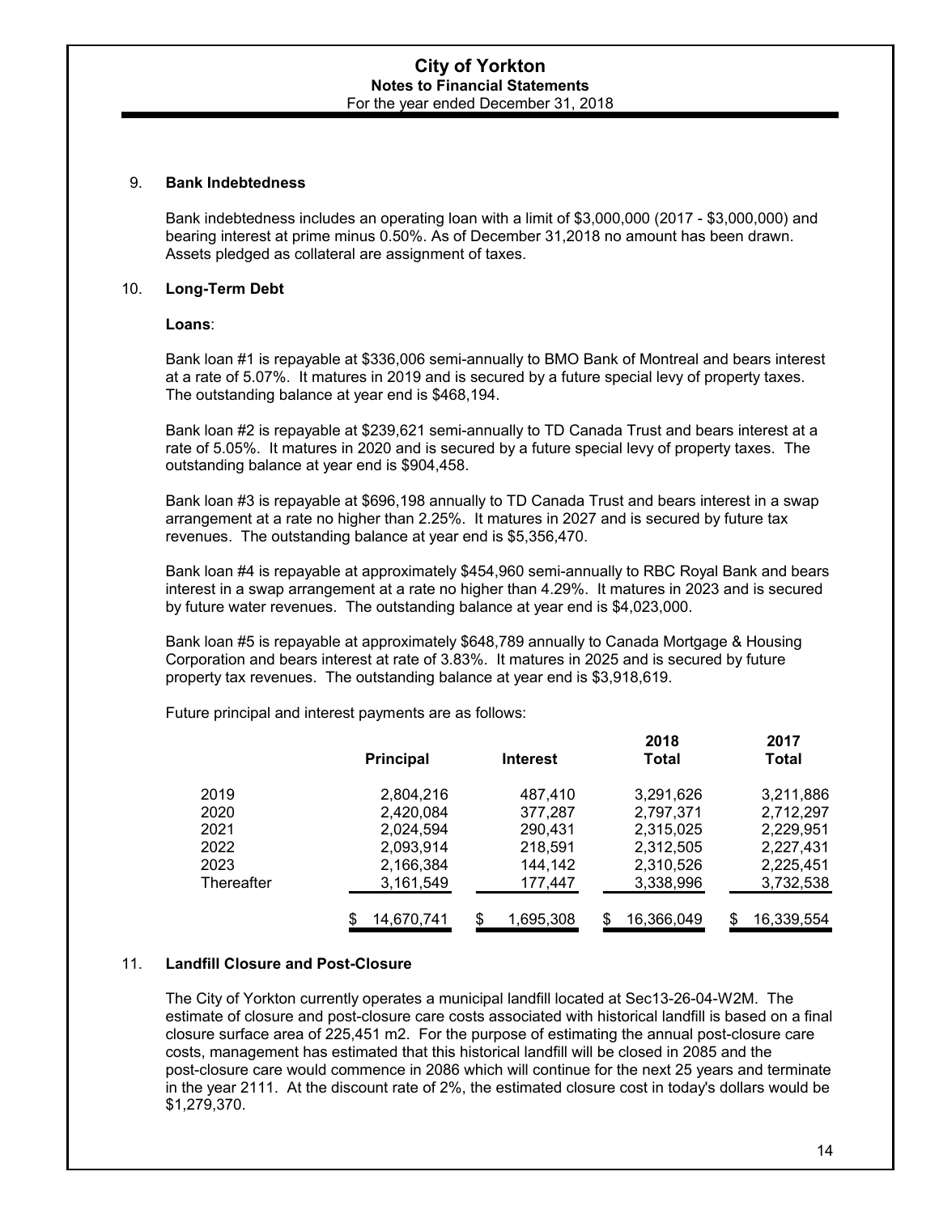## 9. Bank Indebtedness

Bank indebtedness includes an operating loan with a limit of $3,000,000 (2017 - $3,000,000) and bearing interest at prime minus 0.50%. As of December 31,2018 no amount has been drawn. Assets pledged as collateral are assignment of taxes.

## 10. Long-Term Debt

**Loans**:

Bank loan #1 is repayable at $336,006 semi-annually to BMO Bank of Montreal and bears interest at a rate of 5.07%. It matures in 2019 and is secured by a future special levy of property taxes. The outstanding balance at year end is $468,194.

Bank loan #2 is repayable at $239,621 semi-annually to TD Canada Trust and bears interest at a rate of 5.05%. It matures in 2020 and is secured by a future special levy of property taxes. The outstanding balance at year end is $904,458.

Bank loan #3 is repayable at $696,198 annually to TD Canada Trust and bears interest in a swap arrangement at a rate no higher than 2.25%. It matures in 2027 and is secured by future tax revenues. The outstanding balance at year end is $5,356,470.

Bank loan #4 is repayable at approximately $454,960 semi-annually to RBC Royal Bank and bears interest in a swap arrangement at a rate no higher than 4.29%. It matures in 2023 and is secured by future water revenues. The outstanding balance at year end is $4,023,000.

Bank loan #5 is repayable at approximately $648,789 annually to Canada Mortgage & Housing Corporation and bears interest at rate of 3.83%. It matures in 2025 and is secured by future property tax revenues. The outstanding balance at year end is $3,918,619.

Future principal and interest payments are as follows:

| | Principal | Interest | 2018 Total | 2017 Total |
|---|---|---|---|---|
| 2019 | 2,804,216 | 487,410 | 3,291,626 | 3,211,886 |
| 2020 | 2,420,084 | 377,287 | 2,797,371 | 2,712,297 |
| 2021 | 2,024,594 | 290,431 | 2,315,025 | 2,229,951 |
| 2022 | 2,093,914 | 218,591 | 2,312,505 | 2,227,431 |
| 2023 | 2,166,384 | 144,142 | 2,310,526 | 2,225,451 |
| Thereafter | 3,161,549 | 177,447 | 3,338,996 | 3,732,538 |
| | $ 14,670,741 | $ 1,695,308 | $ 16,366,049 | $ 16,339,554 |

## 11. Landfill Closure and Post-Closure

The City of Yorkton currently operates a municipal landfill located at Sec13-26-04-W2M. The estimate of closure and post-closure care costs associated with historical landfill is based on a final closure surface area of 225,451 m2. For the purpose of estimating the annual post-closure care costs, management has estimated that this historical landfill will be closed in 2085 and the post-closure care would commence in 2086 which will continue for the next 25 years and terminate in the year 2111. At the discount rate of 2%, the estimated closure cost in today's dollars would be $1,279,370.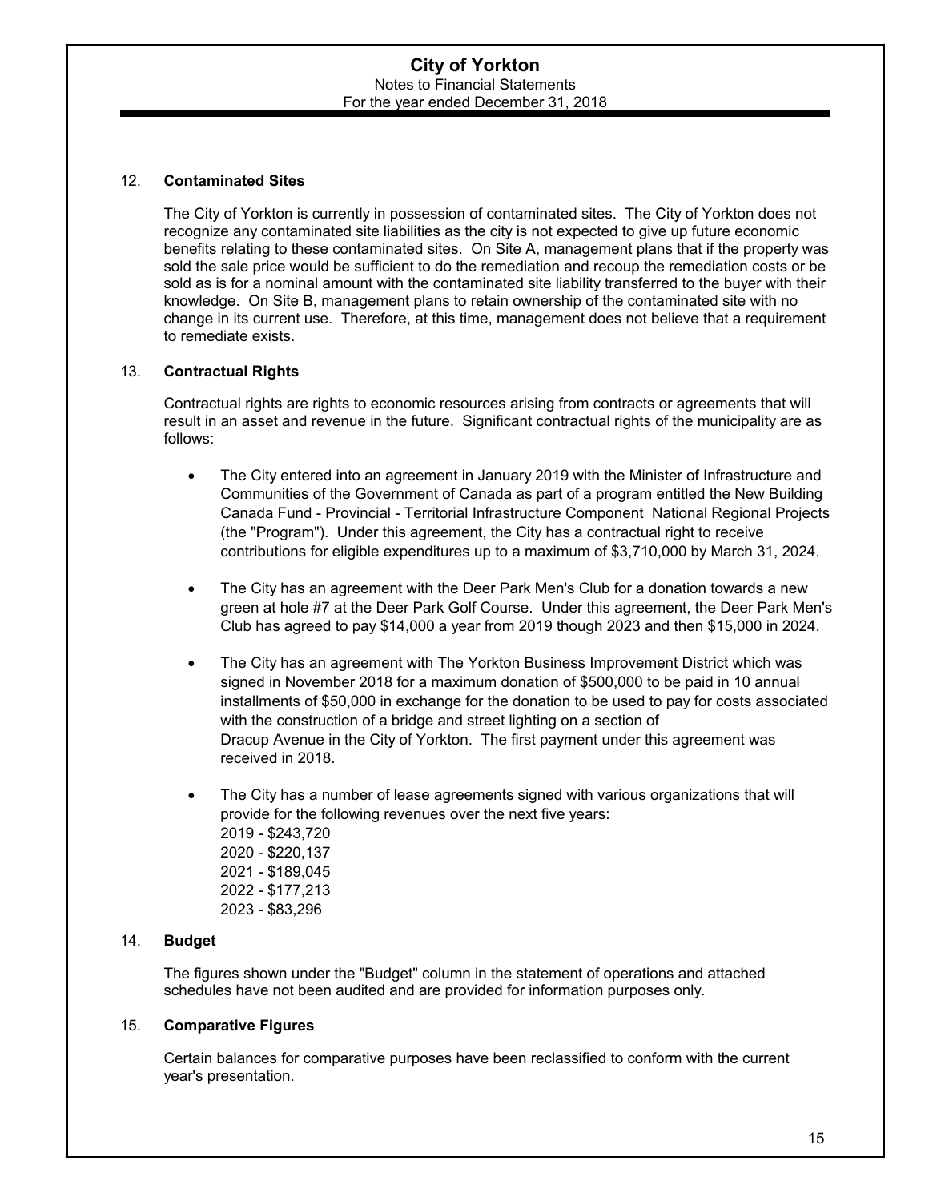## 12. Contaminated Sites

The City of Yorkton is currently in possession of contaminated sites. The City of Yorkton does not recognize any contaminated site liabilities as the city is not expected to give up future economic benefits relating to these contaminated sites. On Site A, management plans that if the property was sold the sale price would be sufficient to do the remediation and recoup the remediation costs or be sold as is for a nominal amount with the contaminated site liability transferred to the buyer with their knowledge. On Site B, management plans to retain ownership of the contaminated site with no change in its current use. Therefore, at this time, management does not believe that a requirement to remediate exists.

## 13. Contractual Rights

Contractual rights are rights to economic resources arising from contracts or agreements that will result in an asset and revenue in the future. Significant contractual rights of the municipality are as follows:

- The City entered into an agreement in January 2019 with the Minister of Infrastructure and Communities of the Government of Canada as part of a program entitled the New Building Canada Fund - Provincial - Territorial Infrastructure Component National Regional Projects (the "Program"). Under this agreement, the City has a contractual right to receive contributions for eligible expenditures up to a maximum of $3,710,000 by March 31, 2024.

- The City has an agreement with the Deer Park Men's Club for a donation towards a new green at hole #7 at the Deer Park Golf Course. Under this agreement, the Deer Park Men's Club has agreed to pay $14,000 a year from 2019 though 2023 and then $15,000 in 2024.

- The City has an agreement with The Yorkton Business Improvement District which was signed in November 2018 for a maximum donation of $500,000 to be paid in 10 annual installments of $50,000 in exchange for the donation to be used to pay for costs associated with the construction of a bridge and street lighting on a section of Dracup Avenue in the City of Yorkton. The first payment under this agreement was received in 2018.

- The City has a number of lease agreements signed with various organizations that will provide for the following revenues over the next five years:
  2019 - $243,720
  2020 - $220,137
  2021 - $189,045
  2022 - $177,213
  2023 - $83,296

## 14. Budget

The figures shown under the "Budget" column in the statement of operations and attached schedules have not been audited and are provided for information purposes only.

## 15. Comparative Figures

Certain balances for comparative purposes have been reclassified to conform with the current year's presentation.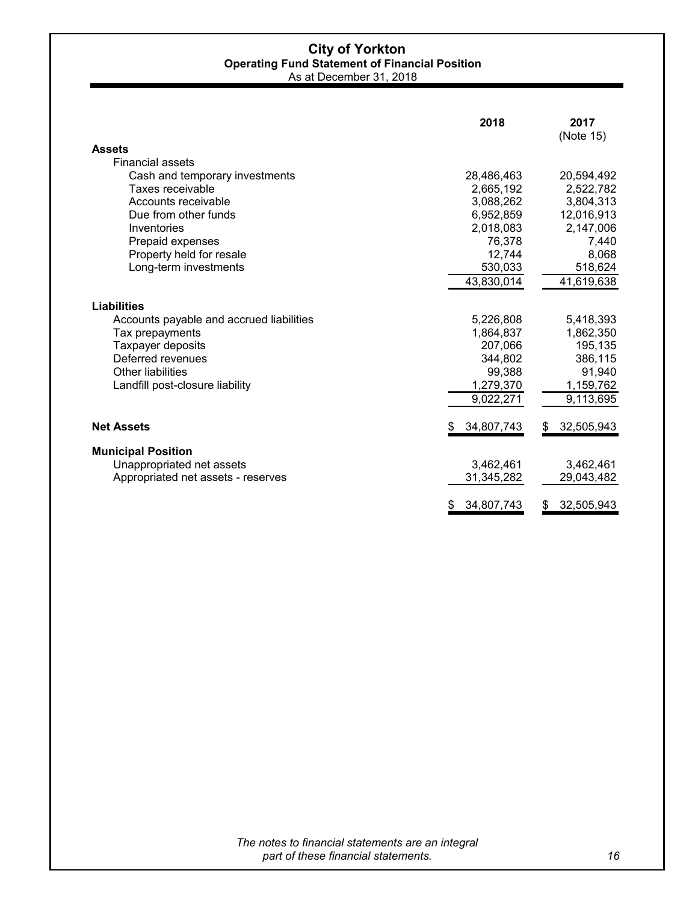# City of Yorkton

## Operating Fund Statement of Financial Position

As at December 31, 2018

| | 2018 | 2017 (Note 15) |
|---|---|---|
| **Assets** | | |
| Financial assets | | |
| Cash and temporary investments | 28,486,463 | 20,594,492 |
| Taxes receivable | 2,665,192 | 2,522,782 |
| Accounts receivable | 3,088,262 | 3,804,313 |
| Due from other funds | 6,952,859 | 12,016,913 |
| Inventories | 2,018,083 | 2,147,006 |
| Prepaid expenses | 76,378 | 7,440 |
| Property held for resale | 12,744 | 8,068 |
| Long-term investments | 530,033 | 518,624 |
| | 43,830,014 | 41,619,638 |
| **Liabilities** | | |
| Accounts payable and accrued liabilities | 5,226,808 | 5,418,393 |
| Tax prepayments | 1,864,837 | 1,862,350 |
| Taxpayer deposits | 207,066 | 195,135 |
| Deferred revenues | 344,802 | 386,115 |
| Other liabilities | 99,388 | 91,940 |
| Landfill post-closure liability | 1,279,370 | 1,159,762 |
| | 9,022,271 | 9,113,695 |
| **Net Assets** | $ 34,807,743 | $ 32,505,943 |
| **Municipal Position** | | |
| Unappropriated net assets | 3,462,461 | 3,462,461 |
| Appropriated net assets - reserves | 31,345,282 | 29,043,482 |
| | $ 34,807,743 | $ 32,505,943 |

*The notes to financial statements are an integral part of these financial statements.*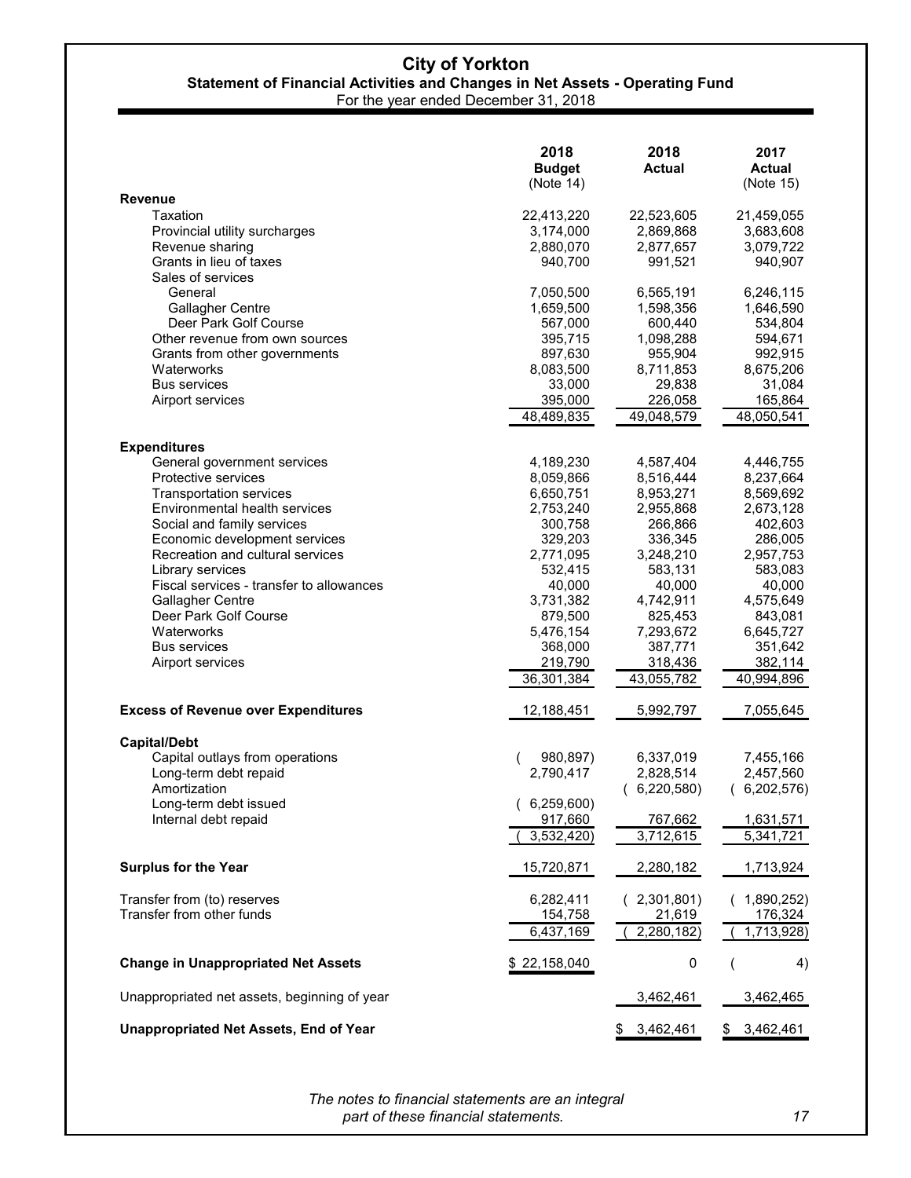# City of Yorkton

## Statement of Financial Activities and Changes in Net Assets - Operating Fund

For the year ended December 31, 2018

| | 2018 Budget (Note 14) | 2018 Actual | 2017 Actual (Note 15) |
|---|---|---|---|
| **Revenue** | | | |
| Taxation | 22,413,220 | 22,523,605 | 21,459,055 |
| Provincial utility surcharges | 3,174,000 | 2,869,868 | 3,683,608 |
| Revenue sharing | 2,880,070 | 2,877,657 | 3,079,722 |
| Grants in lieu of taxes | 940,700 | 991,521 | 940,907 |
| Sales of services | | | |
| General | 7,050,500 | 6,565,191 | 6,246,115 |
| Gallagher Centre | 1,659,500 | 1,598,356 | 1,646,590 |
| Deer Park Golf Course | 567,000 | 600,440 | 534,804 |
| Other revenue from own sources | 395,715 | 1,098,288 | 594,671 |
| Grants from other governments | 897,630 | 955,904 | 992,915 |
| Waterworks | 8,083,500 | 8,711,853 | 8,675,206 |
| Bus services | 33,000 | 29,838 | 31,084 |
| Airport services | 395,000 | 226,058 | 165,864 |
| | 48,489,835 | 49,048,579 | 48,050,541 |
| **Expenditures** | | | |
| General government services | 4,189,230 | 4,587,404 | 4,446,755 |
| Protective services | 8,059,866 | 8,516,444 | 8,237,664 |
| Transportation services | 6,650,751 | 8,953,271 | 8,569,692 |
| Environmental health services | 2,753,240 | 2,955,868 | 2,673,128 |
| Social and family services | 300,758 | 266,866 | 402,603 |
| Economic development services | 329,203 | 336,345 | 286,005 |
| Recreation and cultural services | 2,771,095 | 3,248,210 | 2,957,753 |
| Library services | 532,415 | 583,131 | 583,083 |
| Fiscal services - transfer to allowances | 40,000 | 40,000 | 40,000 |
| Gallagher Centre | 3,731,382 | 4,742,911 | 4,575,649 |
| Deer Park Golf Course | 879,500 | 825,453 | 843,081 |
| Waterworks | 5,476,154 | 7,293,672 | 6,645,727 |
| Bus services | 368,000 | 387,771 | 351,642 |
| Airport services | 219,790 | 318,436 | 382,114 |
| | 36,301,384 | 43,055,782 | 40,994,896 |
| **Excess of Revenue over Expenditures** | 12,188,451 | 5,992,797 | 7,055,645 |
| **Capital/Debt** | | | |
| Capital outlays from operations | ( 980,897) | 6,337,019 | 7,455,166 |
| Long-term debt repaid | 2,790,417 | 2,828,514 | 2,457,560 |
| Amortization | | ( 6,220,580) | ( 6,202,576) |
| Long-term debt issued | ( 6,259,600) | | |
| Internal debt repaid | 917,660 | 767,662 | 1,631,571 |
| | ( 3,532,420) | 3,712,615 | 5,341,721 |
| **Surplus for the Year** | 15,720,871 | 2,280,182 | 1,713,924 |
| Transfer from (to) reserves | 6,282,411 | ( 2,301,801) | ( 1,890,252) |
| Transfer from other funds | 154,758 | 21,619 | 176,324 |
| | 6,437,169 | ( 2,280,182) | ( 1,713,928) |
| **Change in Unappropriated Net Assets** | $ 22,158,040 | 0 | ( 4) |
| Unappropriated net assets, beginning of year | | 3,462,461 | 3,462,465 |
| **Unappropriated Net Assets, End of Year** | | $ 3,462,461 | $ 3,462,461 |

*The notes to financial statements are an integral part of these financial statements.*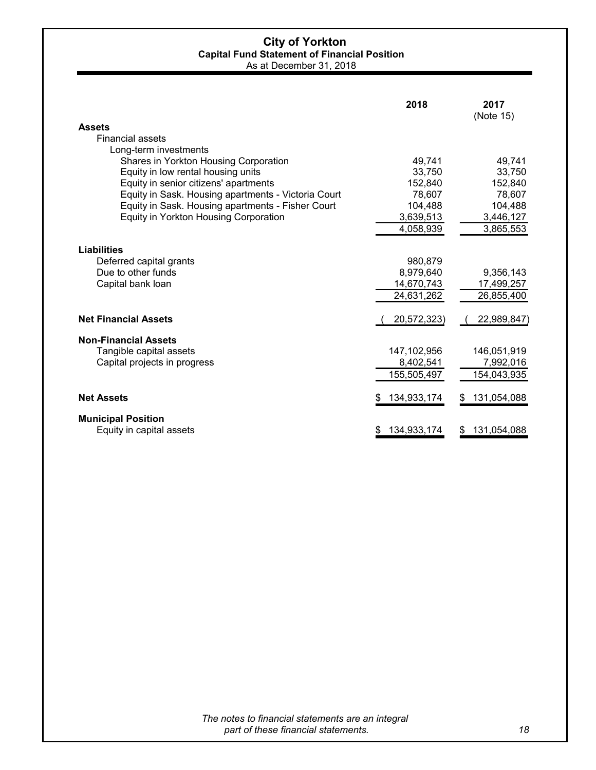# City of Yorkton

## Capital Fund Statement of Financial Position

As at December 31, 2018

| | 2018 | 2017 (Note 15) |
|---|---|---|
| **Assets** | | |
| Financial assets | | |
| Long-term investments | | |
| Shares in Yorkton Housing Corporation | 49,741 | 49,741 |
| Equity in low rental housing units | 33,750 | 33,750 |
| Equity in senior citizens' apartments | 152,840 | 152,840 |
| Equity in Sask. Housing apartments - Victoria Court | 78,607 | 78,607 |
| Equity in Sask. Housing apartments - Fisher Court | 104,488 | 104,488 |
| Equity in Yorkton Housing Corporation | 3,639,513 | 3,446,127 |
| | 4,058,939 | 3,865,553 |
| **Liabilities** | | |
| Deferred capital grants | 980,879 | |
| Due to other funds | 8,979,640 | 9,356,143 |
| Capital bank loan | 14,670,743 | 17,499,257 |
| | 24,631,262 | 26,855,400 |
| **Net Financial Assets** | ( 20,572,323) | ( 22,989,847) |
| **Non-Financial Assets** | | |
| Tangible capital assets | 147,102,956 | 146,051,919 |
| Capital projects in progress | 8,402,541 | 7,992,016 |
| | 155,505,497 | 154,043,935 |
| **Net Assets** | $ 134,933,174 | $ 131,054,088 |
| **Municipal Position** | | |
| Equity in capital assets | $ 134,933,174 | $ 131,054,088 |

*The notes to financial statements are an integral part of these financial statements.*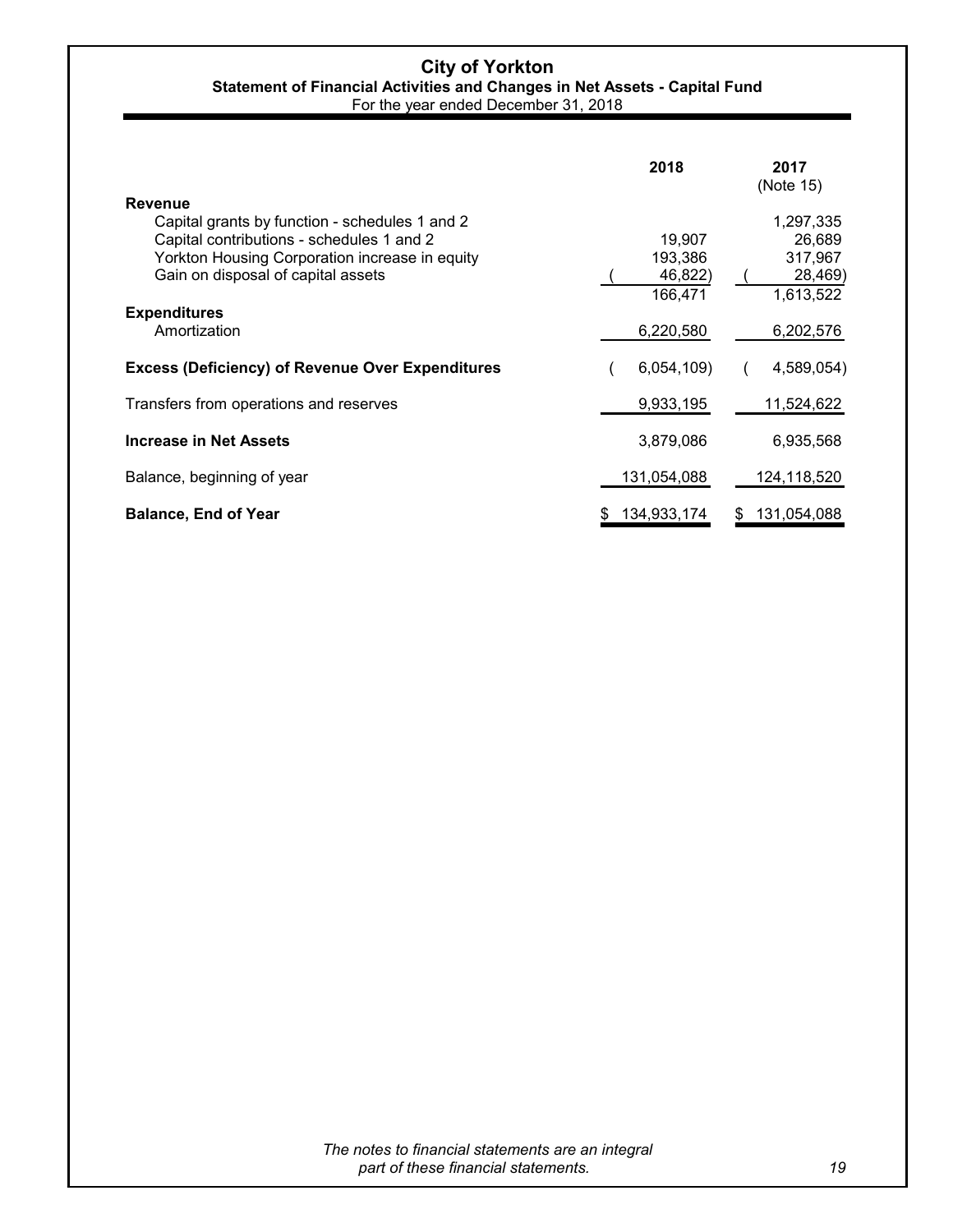# City of Yorkton

## Statement of Financial Activities and Changes in Net Assets - Capital Fund

For the year ended December 31, 2018

| | 2018 | 2017 (Note 15) |
|---|---|---|
| **Revenue** | | |
| Capital grants by function - schedules 1 and 2 | | 1,297,335 |
| Capital contributions - schedules 1 and 2 | 19,907 | 26,689 |
| Yorkton Housing Corporation increase in equity | 193,386 | 317,967 |
| Gain on disposal of capital assets | (46,822) | (28,469) |
| | 166,471 | 1,613,522 |
| **Expenditures** | | |
| Amortization | 6,220,580 | 6,202,576 |
| **Excess (Deficiency) of Revenue Over Expenditures** | (6,054,109) | (4,589,054) |
| Transfers from operations and reserves | 9,933,195 | 11,524,622 |
| **Increase in Net Assets** | 3,879,086 | 6,935,568 |
| Balance, beginning of year | 131,054,088 | 124,118,520 |
| **Balance, End of Year** | $ 134,933,174 | $ 131,054,088 |

*The notes to financial statements are an integral part of these financial statements.*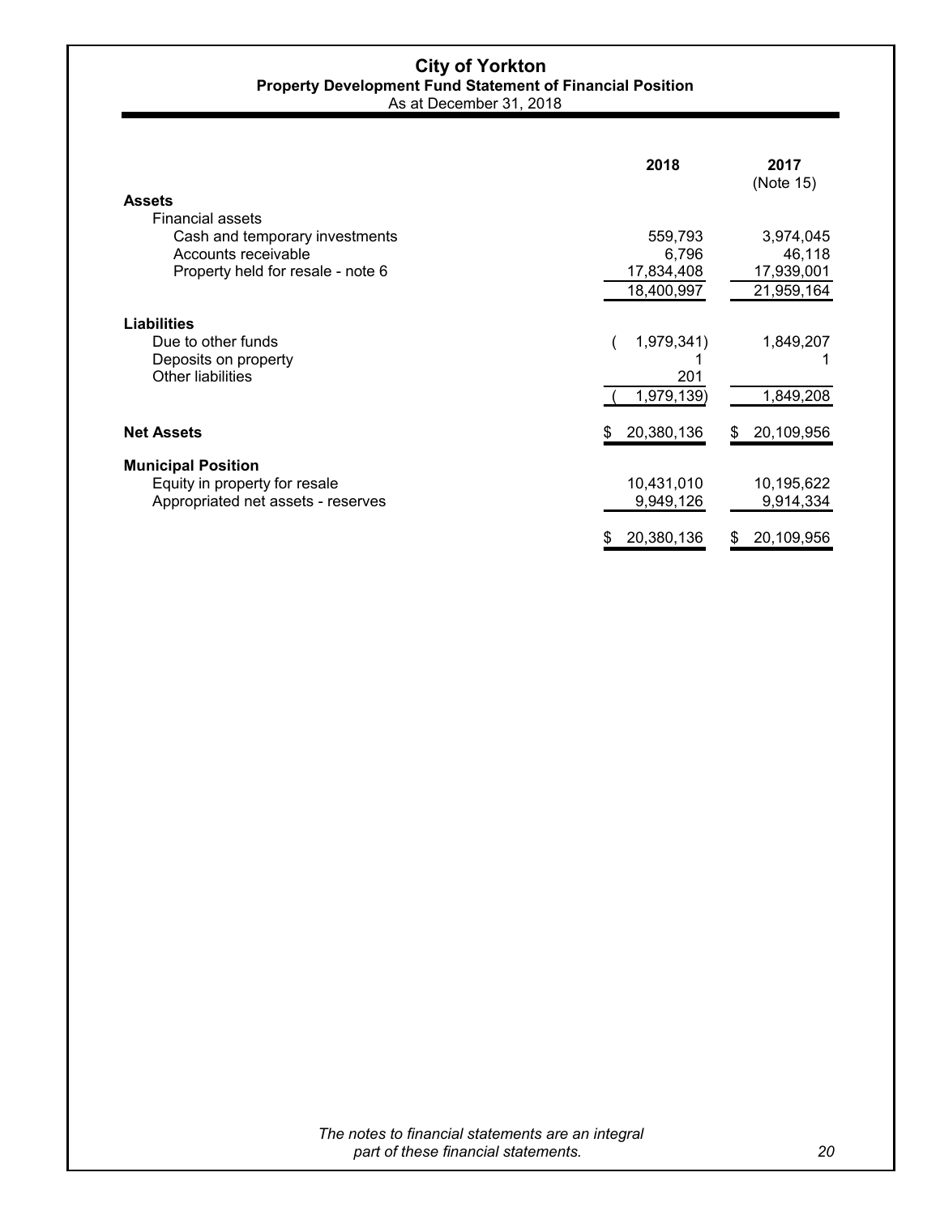# City of Yorkton

## Property Development Fund Statement of Financial Position

As at December 31, 2018

| | 2018 | 2017 (Note 15) |
|---|---|---|
| **Assets** | | |
| Financial assets | | |
| Cash and temporary investments | 559,793 | 3,974,045 |
| Accounts receivable | 6,796 | 46,118 |
| Property held for resale - note 6 | 17,834,408 | 17,939,001 |
| | 18,400,997 | 21,959,164 |
| **Liabilities** | | |
| Due to other funds | (1,979,341) | 1,849,207 |
| Deposits on property | 1 | 1 |
| Other liabilities | 201 | |
| | (1,979,139) | 1,849,208 |
| **Net Assets** | $ 20,380,136 | $ 20,109,956 |
| **Municipal Position** | | |
| Equity in property for resale | 10,431,010 | 10,195,622 |
| Appropriated net assets - reserves | 9,949,126 | 9,914,334 |
| | $ 20,380,136 | $ 20,109,956 |

*The notes to financial statements are an integral part of these financial statements.*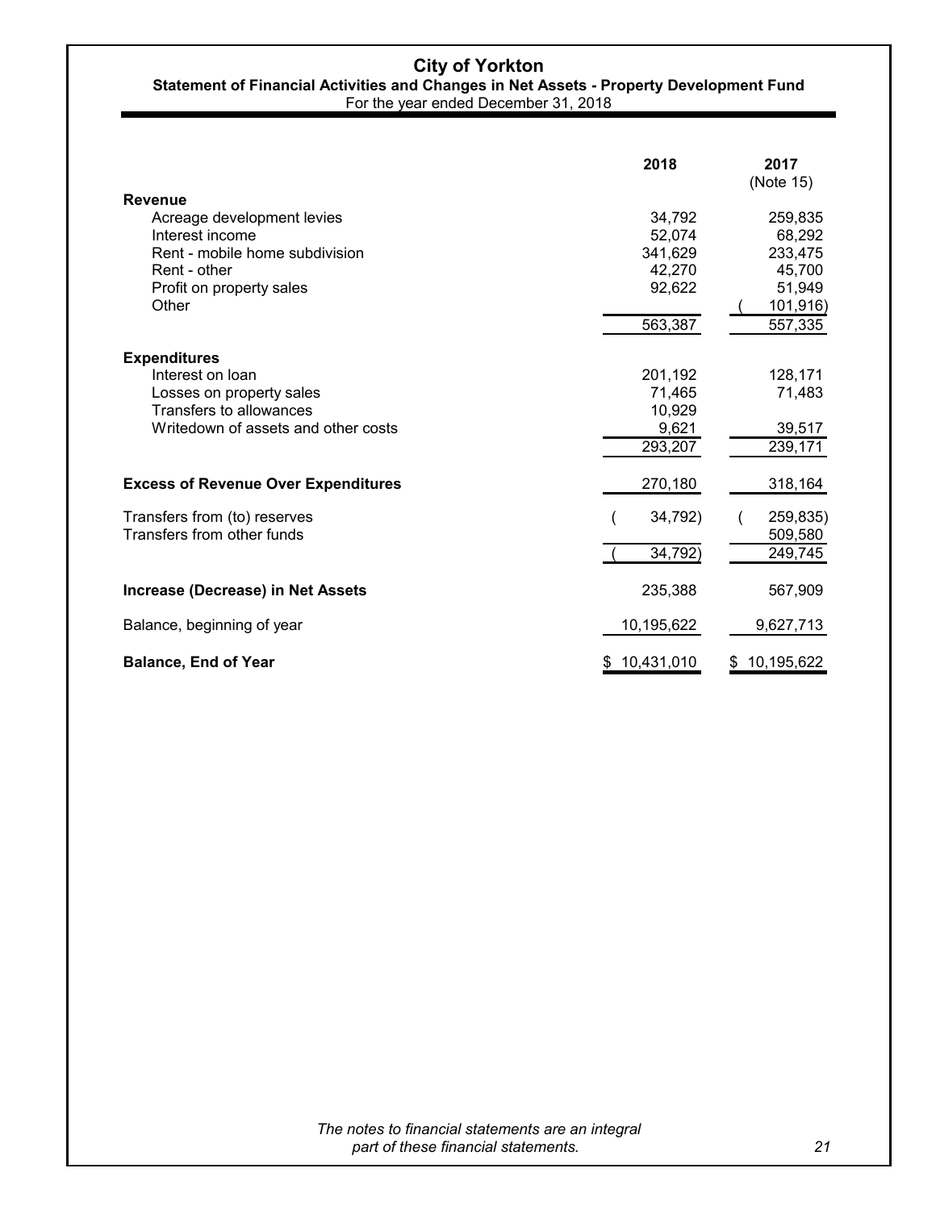# City of Yorkton

## Statement of Financial Activities and Changes in Net Assets - Property Development Fund

For the year ended December 31, 2018

| | 2018 | 2017 (Note 15) |
|---|---|---|
| **Revenue** | | |
| Acreage development levies | 34,792 | 259,835 |
| Interest income | 52,074 | 68,292 |
| Rent - mobile home subdivision | 341,629 | 233,475 |
| Rent - other | 42,270 | 45,700 |
| Profit on property sales | 92,622 | 51,949 |
| Other | | (101,916) |
| | 563,387 | 557,335 |
| **Expenditures** | | |
| Interest on loan | 201,192 | 128,171 |
| Losses on property sales | 71,465 | 71,483 |
| Transfers to allowances | 10,929 | |
| Writedown of assets and other costs | 9,621 | 39,517 |
| | 293,207 | 239,171 |
| **Excess of Revenue Over Expenditures** | 270,180 | 318,164 |
| Transfers from (to) reserves | (34,792) | (259,835) |
| Transfers from other funds | | 509,580 |
| | (34,792) | 249,745 |
| **Increase (Decrease) in Net Assets** | 235,388 | 567,909 |
| Balance, beginning of year | 10,195,622 | 9,627,713 |
| **Balance, End of Year** | $ 10,431,010 | $ 10,195,622 |

*The notes to financial statements are an integral part of these financial statements.*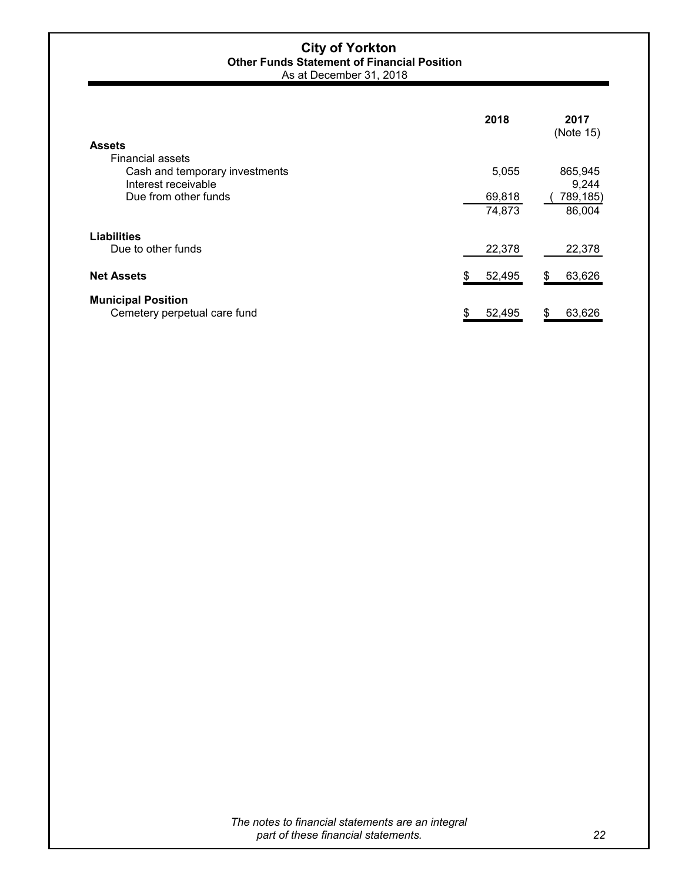# City of Yorkton

## Other Funds Statement of Financial Position

As at December 31, 2018

| | 2018 | 2017 (Note 15) |
|---|---|---|
| **Assets** | | |
| Financial assets | | |
| Cash and temporary investments | 5,055 | 865,945 |
| Interest receivable | | 9,244 |
| Due from other funds | 69,818 | ( 789,185) |
| | 74,873 | 86,004 |
| **Liabilities** | | |
| Due to other funds | 22,378 | 22,378 |
| **Net Assets** | $ 52,495 | $ 63,626 |
| **Municipal Position** | | |
| Cemetery perpetual care fund | $ 52,495 | $ 63,626 |

*The notes to financial statements are an integral part of these financial statements.*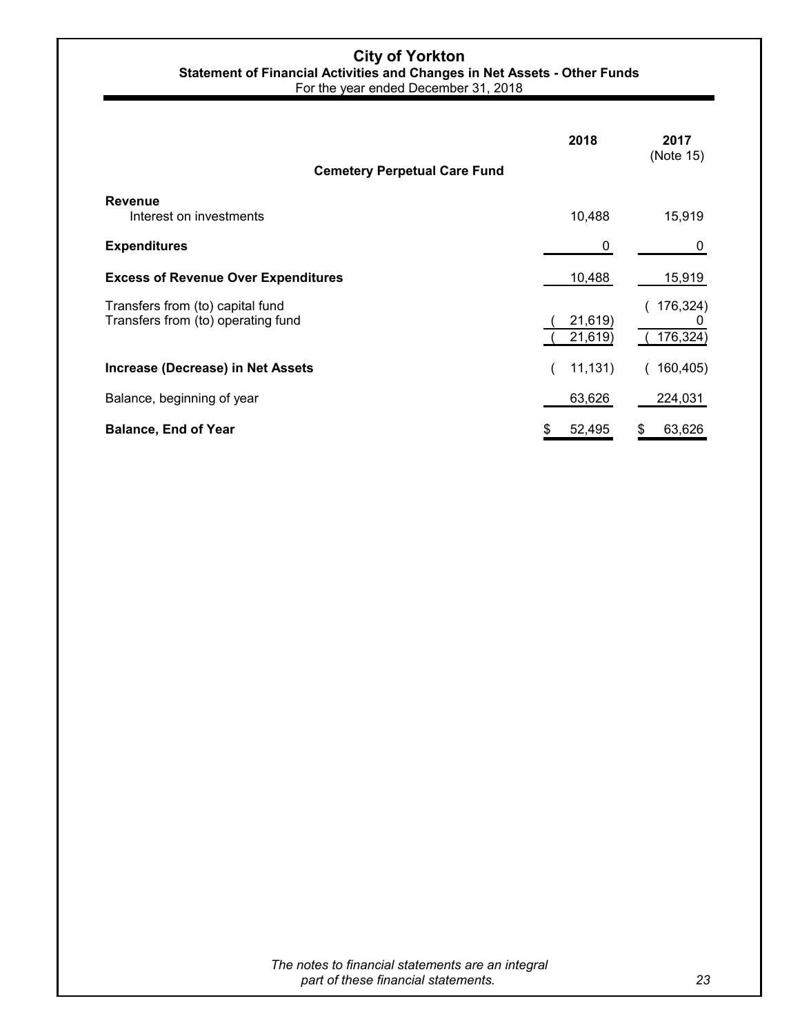# City of Yorkton

## Statement of Financial Activities and Changes in Net Assets - Other Funds

For the year ended December 31, 2018

| Cemetery Perpetual Care Fund | 2018 | 2017 (Note 15) |
|---|---|---|
| **Revenue** | | |
| Interest on investments | 10,488 | 15,919 |
| **Expenditures** | 0 | 0 |
| **Excess of Revenue Over Expenditures** | 10,488 | 15,919 |
| Transfers from (to) capital fund | | ( 176,324) |
| Transfers from (to) operating fund | ( 21,619) | 0 |
| | ( 21,619) | ( 176,324) |
| **Increase (Decrease) in Net Assets** | ( 11,131) | ( 160,405) |
| Balance, beginning of year | 63,626 | 224,031 |
| **Balance, End of Year** | $ 52,495 | $ 63,626 |

*The notes to financial statements are an integral part of these financial statements.*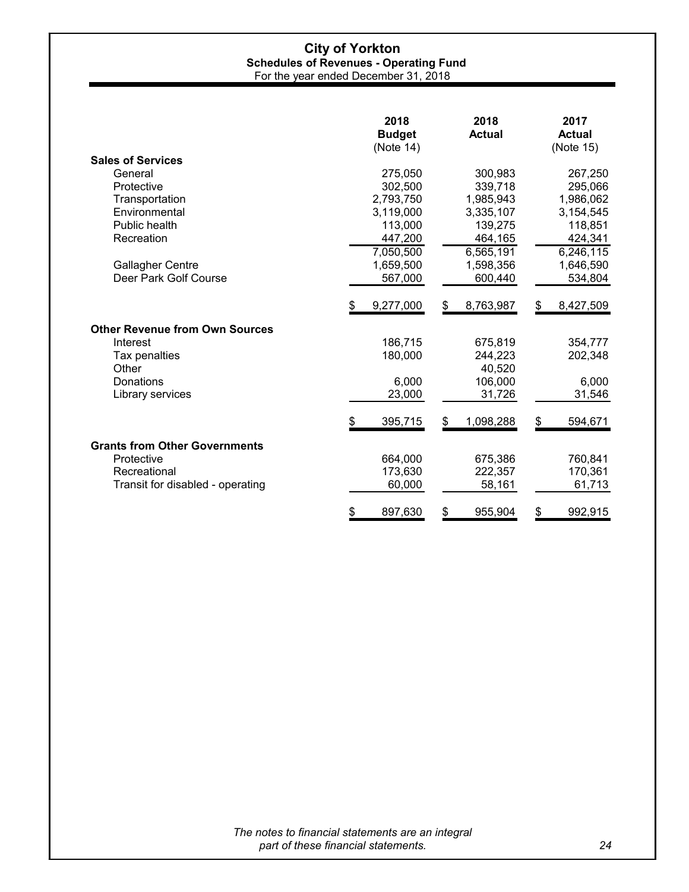# City of Yorkton

## Schedules of Revenues - Operating Fund

For the year ended December 31, 2018

| | 2018 Budget (Note 14) | 2018 Actual | 2017 Actual (Note 15) |
|---|---|---|---|
| **Sales of Services** | | | |
| General | 275,050 | 300,983 | 267,250 |
| Protective | 302,500 | 339,718 | 295,066 |
| Transportation | 2,793,750 | 1,985,943 | 1,986,062 |
| Environmental | 3,119,000 | 3,335,107 | 3,154,545 |
| Public health | 113,000 | 139,275 | 118,851 |
| Recreation | 447,200 | 464,165 | 424,341 |
| | 7,050,500 | 6,565,191 | 6,246,115 |
| Gallagher Centre | 1,659,500 | 1,598,356 | 1,646,590 |
| Deer Park Golf Course | 567,000 | 600,440 | 534,804 |
| | $ 9,277,000 | $ 8,763,987 | $ 8,427,509 |
| **Other Revenue from Own Sources** | | | |
| Interest | 186,715 | 675,819 | 354,777 |
| Tax penalties | 180,000 | 244,223 | 202,348 |
| Other | | 40,520 | |
| Donations | 6,000 | 106,000 | 6,000 |
| Library services | 23,000 | 31,726 | 31,546 |
| | $ 395,715 | $ 1,098,288 | $ 594,671 |
| **Grants from Other Governments** | | | |
| Protective | 664,000 | 675,386 | 760,841 |
| Recreational | 173,630 | 222,357 | 170,361 |
| Transit for disabled - operating | 60,000 | 58,161 | 61,713 |
| | $ 897,630 | $ 955,904 | $ 992,915 |

*The notes to financial statements are an integral part of these financial statements.*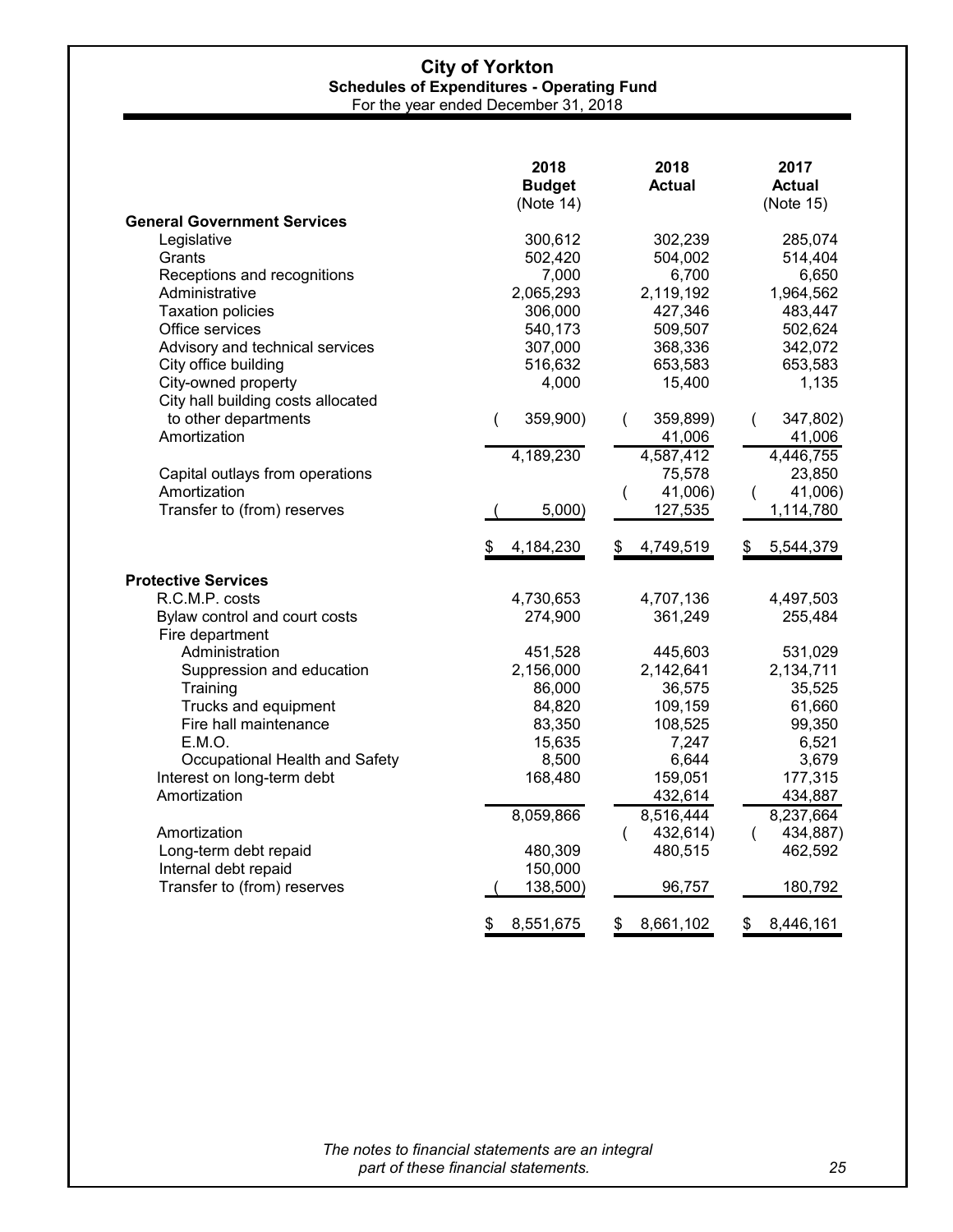# City of Yorkton

## Schedules of Expenditures - Operating Fund

For the year ended December 31, 2018

| | 2018 Budget (Note 14) | 2018 Actual | 2017 Actual (Note 15) |
|---|---|---|---|
| **General Government Services** | | | |
| Legislative | 300,612 | 302,239 | 285,074 |
| Grants | 502,420 | 504,002 | 514,404 |
| Receptions and recognitions | 7,000 | 6,700 | 6,650 |
| Administrative | 2,065,293 | 2,119,192 | 1,964,562 |
| Taxation policies | 306,000 | 427,346 | 483,447 |
| Office services | 540,173 | 509,507 | 502,624 |
| Advisory and technical services | 307,000 | 368,336 | 342,072 |
| City office building | 516,632 | 653,583 | 653,583 |
| City-owned property | 4,000 | 15,400 | 1,135 |
| City hall building costs allocated to other departments | ( 359,900) | ( 359,899) | ( 347,802) |
| Amortization | | 41,006 | 41,006 |
| | 4,189,230 | 4,587,412 | 4,446,755 |
| Capital outlays from operations | | 75,578 | 23,850 |
| Amortization | | ( 41,006) | ( 41,006) |
| Transfer to (from) reserves | ( 5,000) | 127,535 | 1,114,780 |
| | $ 4,184,230 | $ 4,749,519 | $ 5,544,379 |
| **Protective Services** | | | |
| R.C.M.P. costs | 4,730,653 | 4,707,136 | 4,497,503 |
| Bylaw control and court costs | 274,900 | 361,249 | 255,484 |
| Fire department | | | |
| Administration | 451,528 | 445,603 | 531,029 |
| Suppression and education | 2,156,000 | 2,142,641 | 2,134,711 |
| Training | 86,000 | 36,575 | 35,525 |
| Trucks and equipment | 84,820 | 109,159 | 61,660 |
| Fire hall maintenance | 83,350 | 108,525 | 99,350 |
| E.M.O. | 15,635 | 7,247 | 6,521 |
| Occupational Health and Safety | 8,500 | 6,644 | 3,679 |
| Interest on long-term debt | 168,480 | 159,051 | 177,315 |
| Amortization | | 432,614 | 434,887 |
| | 8,059,866 | 8,516,444 | 8,237,664 |
| Amortization | | ( 432,614) | ( 434,887) |
| Long-term debt repaid | 480,309 | 480,515 | 462,592 |
| Internal debt repaid | 150,000 | | |
| Transfer to (from) reserves | ( 138,500) | 96,757 | 180,792 |
| | $ 8,551,675 | $ 8,661,102 | $ 8,446,161 |

*The notes to financial statements are an integral part of these financial statements.*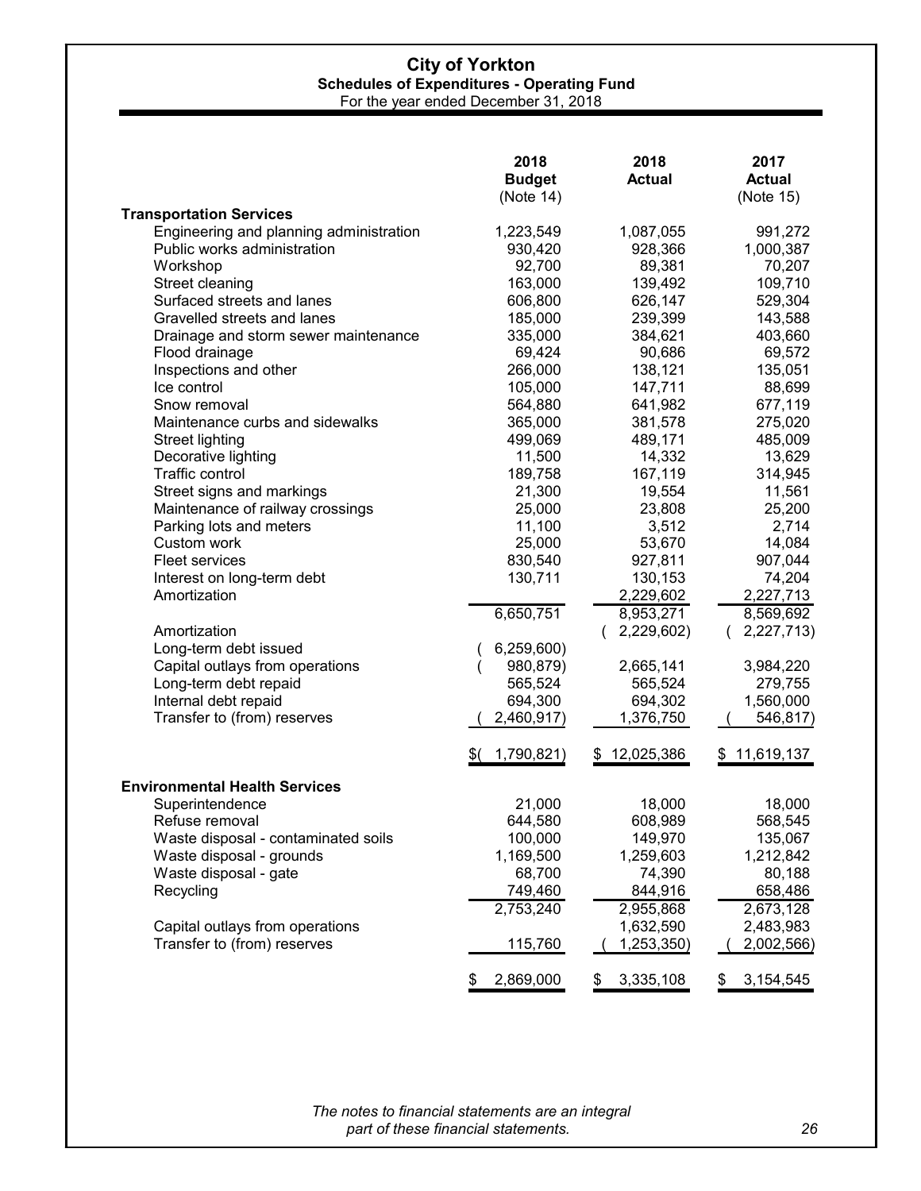# City of Yorkton

## Schedules of Expenditures - Operating Fund

For the year ended December 31, 2018

| | 2018 Budget (Note 14) | 2018 Actual | 2017 Actual (Note 15) |
|---|---|---|---|
| **Transportation Services** | | | |
| Engineering and planning administration | 1,223,549 | 1,087,055 | 991,272 |
| Public works administration | 930,420 | 928,366 | 1,000,387 |
| Workshop | 92,700 | 89,381 | 70,207 |
| Street cleaning | 163,000 | 139,492 | 109,710 |
| Surfaced streets and lanes | 606,800 | 626,147 | 529,304 |
| Gravelled streets and lanes | 185,000 | 239,399 | 143,588 |
| Drainage and storm sewer maintenance | 335,000 | 384,621 | 403,660 |
| Flood drainage | 69,424 | 90,686 | 69,572 |
| Inspections and other | 266,000 | 138,121 | 135,051 |
| Ice control | 105,000 | 147,711 | 88,699 |
| Snow removal | 564,880 | 641,982 | 677,119 |
| Maintenance curbs and sidewalks | 365,000 | 381,578 | 275,020 |
| Street lighting | 499,069 | 489,171 | 485,009 |
| Decorative lighting | 11,500 | 14,332 | 13,629 |
| Traffic control | 189,758 | 167,119 | 314,945 |
| Street signs and markings | 21,300 | 19,554 | 11,561 |
| Maintenance of railway crossings | 25,000 | 23,808 | 25,200 |
| Parking lots and meters | 11,100 | 3,512 | 2,714 |
| Custom work | 25,000 | 53,670 | 14,084 |
| Fleet services | 830,540 | 927,811 | 907,044 |
| Interest on long-term debt | 130,711 | 130,153 | 74,204 |
| Amortization | | 2,229,602 | 2,227,713 |
| | 6,650,751 | 8,953,271 | 8,569,692 |
| Amortization | | (2,229,602) | (2,227,713) |
| Long-term debt issued | (6,259,600) | | |
| Capital outlays from operations | (980,879) | 2,665,141 | 3,984,220 |
| Long-term debt repaid | 565,524 | 565,524 | 279,755 |
| Internal debt repaid | 694,300 | 694,302 | 1,560,000 |
| Transfer to (from) reserves | (2,460,917) | 1,376,750 | (546,817) |
| | $(1,790,821) | $ 12,025,386 | $ 11,619,137 |
| **Environmental Health Services** | | | |
| Superintendence | 21,000 | 18,000 | 18,000 |
| Refuse removal | 644,580 | 608,989 | 568,545 |
| Waste disposal - contaminated soils | 100,000 | 149,970 | 135,067 |
| Waste disposal - grounds | 1,169,500 | 1,259,603 | 1,212,842 |
| Waste disposal - gate | 68,700 | 74,390 | 80,188 |
| Recycling | 749,460 | 844,916 | 658,486 |
| | 2,753,240 | 2,955,868 | 2,673,128 |
| Capital outlays from operations | | 1,632,590 | 2,483,983 |
| Transfer to (from) reserves | 115,760 | (1,253,350) | (2,002,566) |
| | $ 2,869,000 | $ 3,335,108 | $ 3,154,545 |

*The notes to financial statements are an integral part of these financial statements.*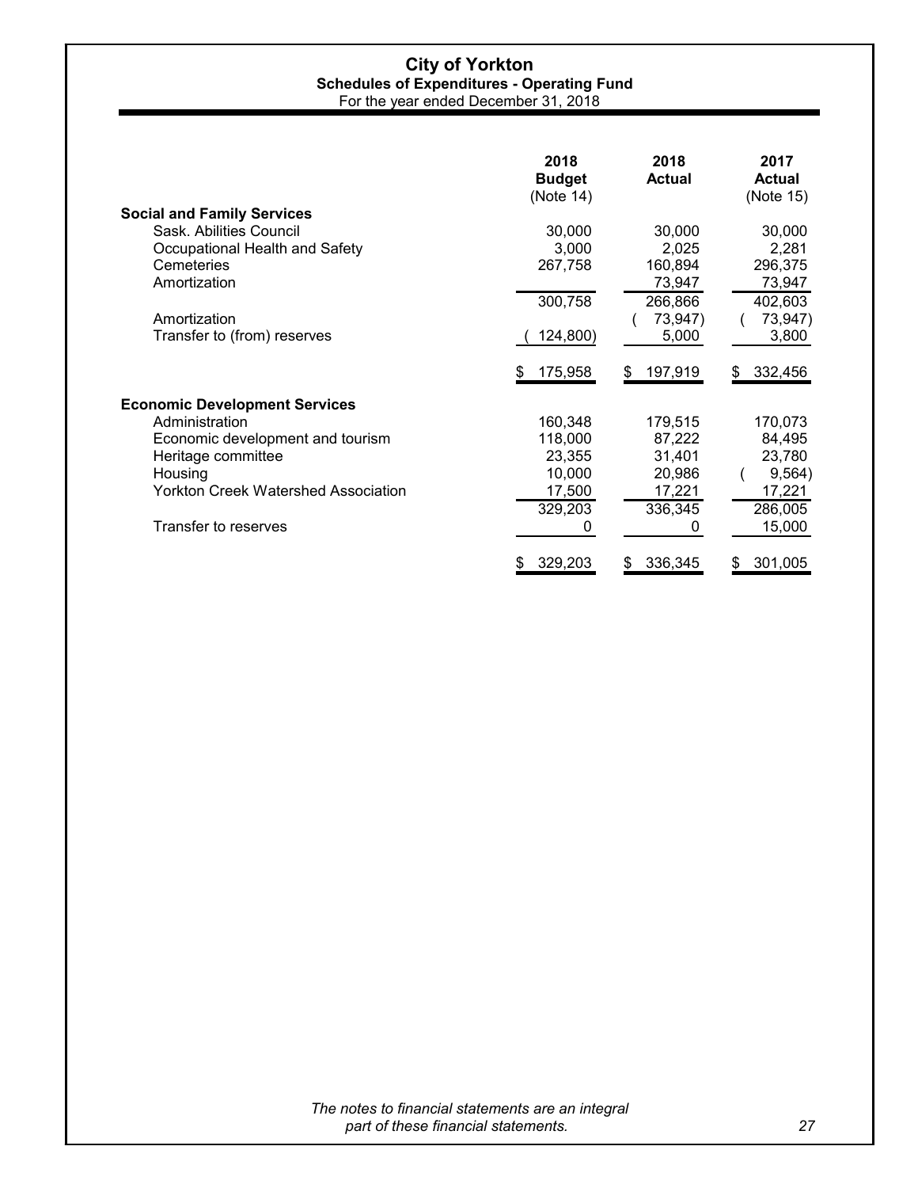# City of Yorkton

## Schedules of Expenditures - Operating Fund

For the year ended December 31, 2018

| | 2018 Budget (Note 14) | 2018 Actual | 2017 Actual (Note 15) |
|---|---|---|---|
| **Social and Family Services** | | | |
| Sask. Abilities Council | 30,000 | 30,000 | 30,000 |
| Occupational Health and Safety | 3,000 | 2,025 | 2,281 |
| Cemeteries | 267,758 | 160,894 | 296,375 |
| Amortization | | 73,947 | 73,947 |
| | 300,758 | 266,866 | 402,603 |
| Amortization | | (73,947) | (73,947) |
| Transfer to (from) reserves | (124,800) | 5,000 | 3,800 |
| | $ 175,958 | $ 197,919 | $ 332,456 |
| **Economic Development Services** | | | |
| Administration | 160,348 | 179,515 | 170,073 |
| Economic development and tourism | 118,000 | 87,222 | 84,495 |
| Heritage committee | 23,355 | 31,401 | 23,780 |
| Housing | 10,000 | 20,986 | (9,564) |
| Yorkton Creek Watershed Association | 17,500 | 17,221 | 17,221 |
| | 329,203 | 336,345 | 286,005 |
| Transfer to reserves | 0 | 0 | 15,000 |
| | $ 329,203 | $ 336,345 | $ 301,005 |

*The notes to financial statements are an integral part of these financial statements.*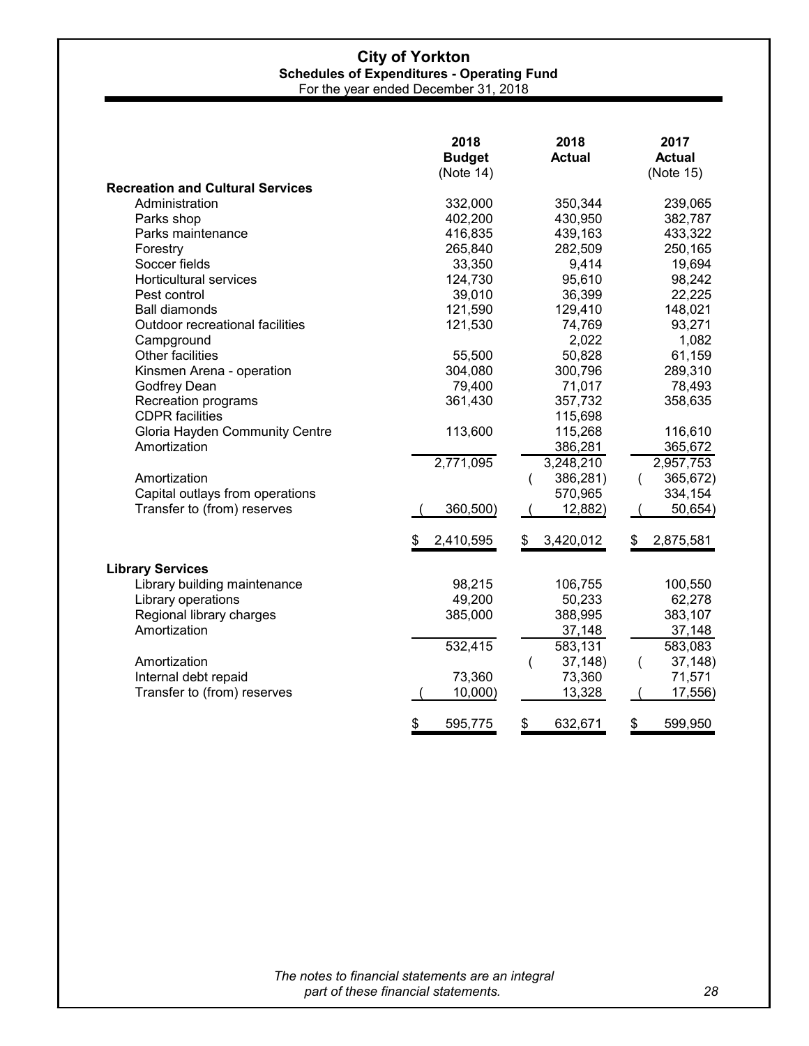# City of Yorkton

## Schedules of Expenditures - Operating Fund

For the year ended December 31, 2018

| | 2018 Budget (Note 14) | 2018 Actual | 2017 Actual (Note 15) |
|---|---|---|---|
| **Recreation and Cultural Services** | | | |
| Administration | 332,000 | 350,344 | 239,065 |
| Parks shop | 402,200 | 430,950 | 382,787 |
| Parks maintenance | 416,835 | 439,163 | 433,322 |
| Forestry | 265,840 | 282,509 | 250,165 |
| Soccer fields | 33,350 | 9,414 | 19,694 |
| Horticultural services | 124,730 | 95,610 | 98,242 |
| Pest control | 39,010 | 36,399 | 22,225 |
| Ball diamonds | 121,590 | 129,410 | 148,021 |
| Outdoor recreational facilities | 121,530 | 74,769 | 93,271 |
| Campground | | 2,022 | 1,082 |
| Other facilities | 55,500 | 50,828 | 61,159 |
| Kinsmen Arena - operation | 304,080 | 300,796 | 289,310 |
| Godfrey Dean | 79,400 | 71,017 | 78,493 |
| Recreation programs | 361,430 | 357,732 | 358,635 |
| CDPR facilities | | 115,698 | |
| Gloria Hayden Community Centre | 113,600 | 115,268 | 116,610 |
| Amortization | | 386,281 | 365,672 |
| | 2,771,095 | 3,248,210 | 2,957,753 |
| Amortization | | (386,281) | (365,672) |
| Capital outlays from operations | | 570,965 | 334,154 |
| Transfer to (from) reserves | (360,500) | (12,882) | (50,654) |
| | $ 2,410,595 | $ 3,420,012 | $ 2,875,581 |
| **Library Services** | | | |
| Library building maintenance | 98,215 | 106,755 | 100,550 |
| Library operations | 49,200 | 50,233 | 62,278 |
| Regional library charges | 385,000 | 388,995 | 383,107 |
| Amortization | | 37,148 | 37,148 |
| | 532,415 | 583,131 | 583,083 |
| Amortization | | (37,148) | (37,148) |
| Internal debt repaid | 73,360 | 73,360 | 71,571 |
| Transfer to (from) reserves | (10,000) | 13,328 | (17,556) |
| | $ 595,775 | $ 632,671 | $ 599,950 |

*The notes to financial statements are an integral part of these financial statements.*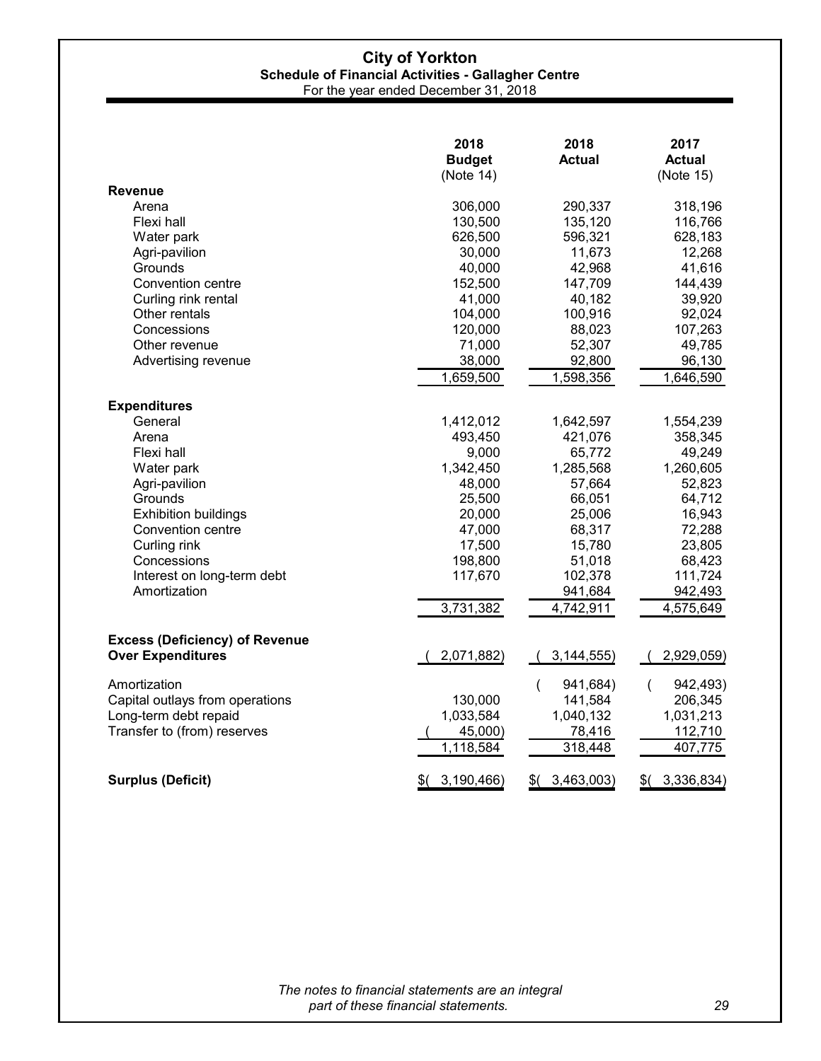# City of Yorkton

## Schedule of Financial Activities - Gallagher Centre

For the year ended December 31, 2018

| | 2018 Budget (Note 14) | 2018 Actual | 2017 Actual (Note 15) |
|---|---|---|---|
| **Revenue** | | | |
| Arena | 306,000 | 290,337 | 318,196 |
| Flexi hall | 130,500 | 135,120 | 116,766 |
| Water park | 626,500 | 596,321 | 628,183 |
| Agri-pavilion | 30,000 | 11,673 | 12,268 |
| Grounds | 40,000 | 42,968 | 41,616 |
| Convention centre | 152,500 | 147,709 | 144,439 |
| Curling rink rental | 41,000 | 40,182 | 39,920 |
| Other rentals | 104,000 | 100,916 | 92,024 |
| Concessions | 120,000 | 88,023 | 107,263 |
| Other revenue | 71,000 | 52,307 | 49,785 |
| Advertising revenue | 38,000 | 92,800 | 96,130 |
| | 1,659,500 | 1,598,356 | 1,646,590 |
| **Expenditures** | | | |
| General | 1,412,012 | 1,642,597 | 1,554,239 |
| Arena | 493,450 | 421,076 | 358,345 |
| Flexi hall | 9,000 | 65,772 | 49,249 |
| Water park | 1,342,450 | 1,285,568 | 1,260,605 |
| Agri-pavilion | 48,000 | 57,664 | 52,823 |
| Grounds | 25,500 | 66,051 | 64,712 |
| Exhibition buildings | 20,000 | 25,006 | 16,943 |
| Convention centre | 47,000 | 68,317 | 72,288 |
| Curling rink | 17,500 | 15,780 | 23,805 |
| Concessions | 198,800 | 51,018 | 68,423 |
| Interest on long-term debt | 117,670 | 102,378 | 111,724 |
| Amortization | | 941,684 | 942,493 |
| | 3,731,382 | 4,742,911 | 4,575,649 |
| **Excess (Deficiency) of Revenue Over Expenditures** | (2,071,882) | (3,144,555) | (2,929,059) |
| Amortization | | (941,684) | (942,493) |
| Capital outlays from operations | 130,000 | 141,584 | 206,345 |
| Long-term debt repaid | 1,033,584 | 1,040,132 | 1,031,213 |
| Transfer to (from) reserves | (45,000) | 78,416 | 112,710 |
| | 1,118,584 | 318,448 | 407,775 |
| **Surplus (Deficit)** | $(3,190,466) | $(3,463,003) | $(3,336,834) |

*The notes to financial statements are an integral part of these financial statements.*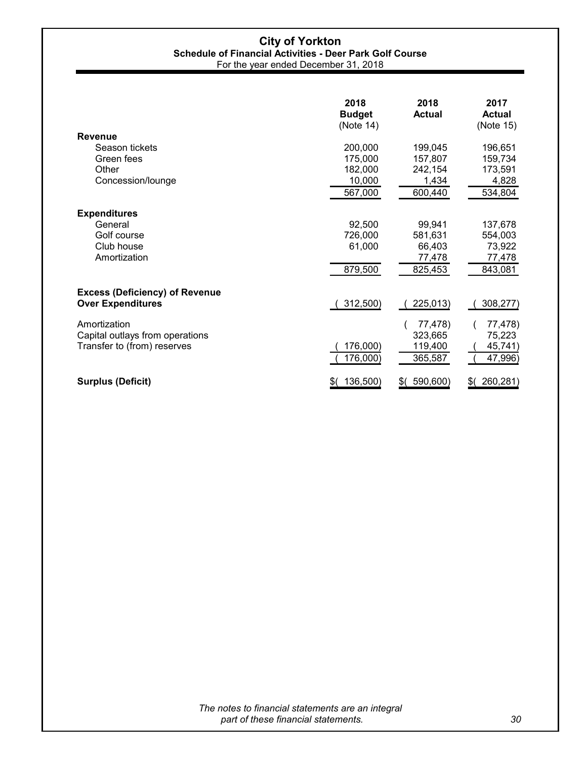# City of Yorkton

## Schedule of Financial Activities - Deer Park Golf Course

For the year ended December 31, 2018

| | 2018 Budget (Note 14) | 2018 Actual | 2017 Actual (Note 15) |
|---|---|---|---|
| **Revenue** | | | |
| Season tickets | 200,000 | 199,045 | 196,651 |
| Green fees | 175,000 | 157,807 | 159,734 |
| Other | 182,000 | 242,154 | 173,591 |
| Concession/lounge | 10,000 | 1,434 | 4,828 |
| | 567,000 | 600,440 | 534,804 |
| **Expenditures** | | | |
| General | 92,500 | 99,941 | 137,678 |
| Golf course | 726,000 | 581,631 | 554,003 |
| Club house | 61,000 | 66,403 | 73,922 |
| Amortization | | 77,478 | 77,478 |
| | 879,500 | 825,453 | 843,081 |
| **Excess (Deficiency) of Revenue Over Expenditures** | ( 312,500) | ( 225,013) | ( 308,277) |
| Amortization | | ( 77,478) | ( 77,478) |
| Capital outlays from operations | | 323,665 | 75,223 |
| Transfer to (from) reserves | ( 176,000) | 119,400 | ( 45,741) |
| | ( 176,000) | 365,587 | ( 47,996) |
| **Surplus (Deficit)** | $( 136,500) | $( 590,600) | $( 260,281) |

*The notes to financial statements are an integral part of these financial statements.*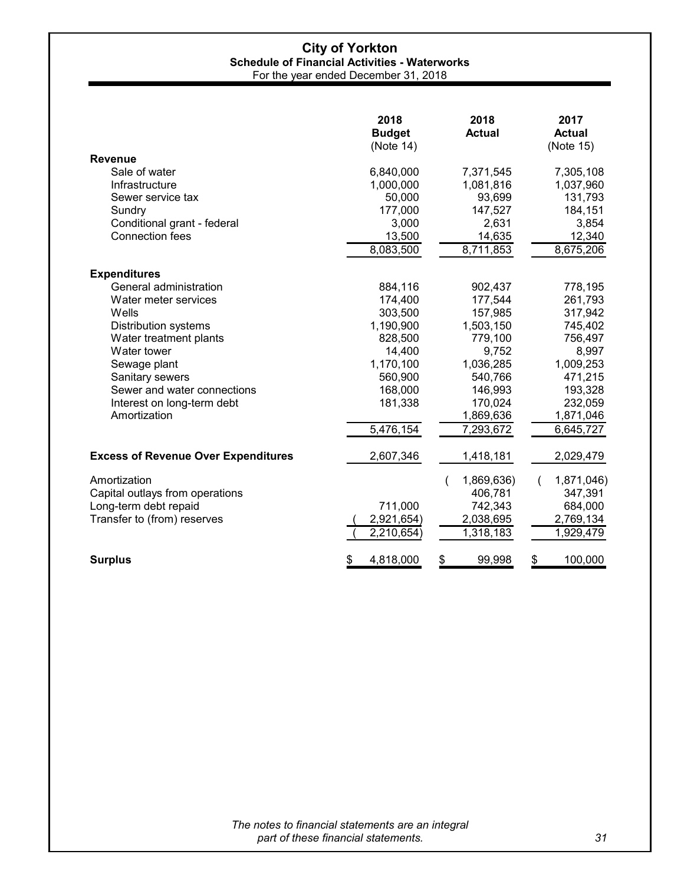# City of Yorkton

## Schedule of Financial Activities - Waterworks

For the year ended December 31, 2018

| | 2018 Budget (Note 14) | 2018 Actual | 2017 Actual (Note 15) |
|---|---|---|---|
| **Revenue** | | | |
| Sale of water | 6,840,000 | 7,371,545 | 7,305,108 |
| Infrastructure | 1,000,000 | 1,081,816 | 1,037,960 |
| Sewer service tax | 50,000 | 93,699 | 131,793 |
| Sundry | 177,000 | 147,527 | 184,151 |
| Conditional grant - federal | 3,000 | 2,631 | 3,854 |
| Connection fees | 13,500 | 14,635 | 12,340 |
| | 8,083,500 | 8,711,853 | 8,675,206 |
| **Expenditures** | | | |
| General administration | 884,116 | 902,437 | 778,195 |
| Water meter services | 174,400 | 177,544 | 261,793 |
| Wells | 303,500 | 157,985 | 317,942 |
| Distribution systems | 1,190,900 | 1,503,150 | 745,402 |
| Water treatment plants | 828,500 | 779,100 | 756,497 |
| Water tower | 14,400 | 9,752 | 8,997 |
| Sewage plant | 1,170,100 | 1,036,285 | 1,009,253 |
| Sanitary sewers | 560,900 | 540,766 | 471,215 |
| Sewer and water connections | 168,000 | 146,993 | 193,328 |
| Interest on long-term debt | 181,338 | 170,024 | 232,059 |
| Amortization | | 1,869,636 | 1,871,046 |
| | 5,476,154 | 7,293,672 | 6,645,727 |
| **Excess of Revenue Over Expenditures** | 2,607,346 | 1,418,181 | 2,029,479 |
| Amortization | | (1,869,636) | (1,871,046) |
| Capital outlays from operations | | 406,781 | 347,391 |
| Long-term debt repaid | 711,000 | 742,343 | 684,000 |
| Transfer to (from) reserves | (2,921,654) | 2,038,695 | 2,769,134 |
| | (2,210,654) | 1,318,183 | 1,929,479 |
| **Surplus** | $ 4,818,000 | $ 99,998 | $ 100,000 |

*The notes to financial statements are an integral part of these financial statements.*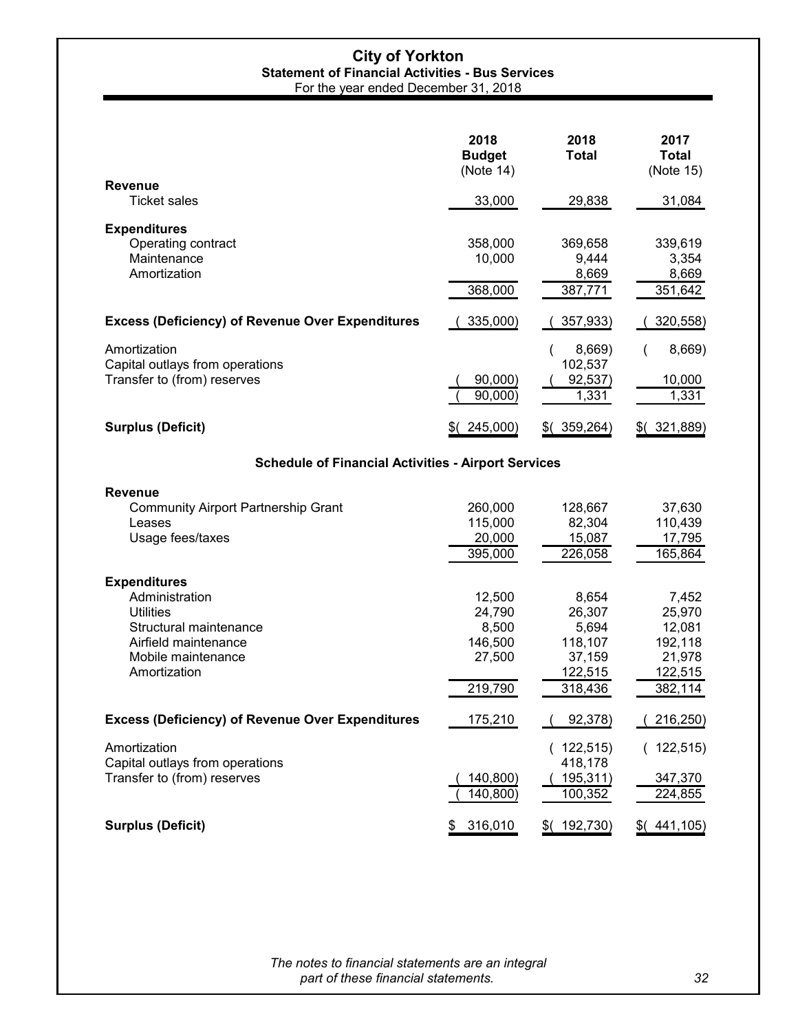# City of Yorkton

## Statement of Financial Activities - Bus Services

For the year ended December 31, 2018

| | 2018 Budget (Note 14) | 2018 Total | 2017 Total (Note 15) |
|---|---|---|---|
| **Revenue** | | | |
| Ticket sales | 33,000 | 29,838 | 31,084 |
| **Expenditures** | | | |
| Operating contract | 358,000 | 369,658 | 339,619 |
| Maintenance | 10,000 | 9,444 | 3,354 |
| Amortization | | 8,669 | 8,669 |
| | 368,000 | 387,771 | 351,642 |
| **Excess (Deficiency) of Revenue Over Expenditures** | ( 335,000) | ( 357,933) | ( 320,558) |
| Amortization | | ( 8,669) | ( 8,669) |
| Capital outlays from operations | | 102,537 | |
| Transfer to (from) reserves | ( 90,000) | ( 92,537) | 10,000 |
| | ( 90,000) | 1,331 | 1,331 |
| **Surplus (Deficit)** | $( 245,000) | $( 359,264) | $( 321,889) |

## Schedule of Financial Activities - Airport Services

| | 2018 Budget (Note 14) | 2018 Total | 2017 Total (Note 15) |
|---|---|---|---|
| **Revenue** | | | |
| Community Airport Partnership Grant | 260,000 | 128,667 | 37,630 |
| Leases | 115,000 | 82,304 | 110,439 |
| Usage fees/taxes | 20,000 | 15,087 | 17,795 |
| | 395,000 | 226,058 | 165,864 |
| **Expenditures** | | | |
| Administration | 12,500 | 8,654 | 7,452 |
| Utilities | 24,790 | 26,307 | 25,970 |
| Structural maintenance | 8,500 | 5,694 | 12,081 |
| Airfield maintenance | 146,500 | 118,107 | 192,118 |
| Mobile maintenance | 27,500 | 37,159 | 21,978 |
| Amortization | | 122,515 | 122,515 |
| | 219,790 | 318,436 | 382,114 |
| **Excess (Deficiency) of Revenue Over Expenditures** | 175,210 | ( 92,378) | ( 216,250) |
| Amortization | | ( 122,515) | ( 122,515) |
| Capital outlays from operations | | 418,178 | |
| Transfer to (from) reserves | ( 140,800) | ( 195,311) | 347,370 |
| | ( 140,800) | 100,352 | 224,855 |
| **Surplus (Deficit)** | $ 316,010 | $( 192,730) | $( 441,105) |

*The notes to financial statements are an integral part of these financial statements.*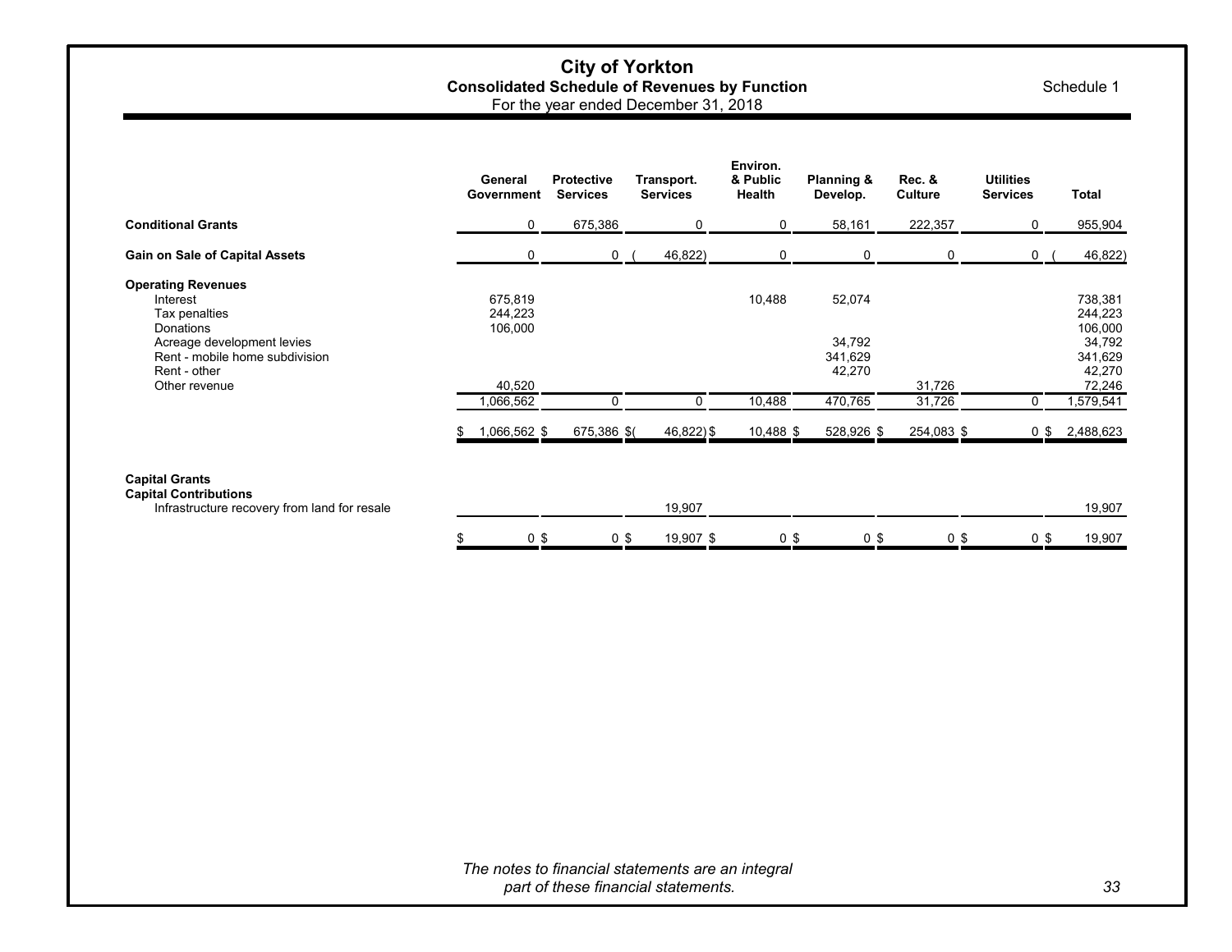# City of Yorkton

## Consolidated Schedule of Revenues by Function

For the year ended December 31, 2018

Schedule 1

| | General Government | Protective Services | Transport. Services | Environ. & Public Health | Planning & Develop. | Rec. & Culture | Utilities Services | Total |
|---|---|---|---|---|---|---|---|---|
| **Conditional Grants** | 0 | 675,386 | 0 | 0 | 58,161 | 222,357 | 0 | 955,904 |
| **Gain on Sale of Capital Assets** | 0 | 0 | (46,822) | 0 | 0 | 0 | 0 | (46,822) |
| **Operating Revenues** | | | | | | | | |
| Interest | 675,819 | | | 10,488 | 52,074 | | | 738,381 |
| Tax penalties | 244,223 | | | | | | | 244,223 |
| Donations | 106,000 | | | | | | | 106,000 |
| Acreage development levies | | | | | 34,792 | | | 34,792 |
| Rent - mobile home subdivision | | | | | 341,629 | | | 341,629 |
| Rent - other | | | | | 42,270 | | | 42,270 |
| Other revenue | 40,520 | | | | | 31,726 | | 72,246 |
| | 1,066,562 | 0 | 0 | 10,488 | 470,765 | 31,726 | 0 | 1,579,541 |
| | $ 1,066,562 | $ 675,386 | $ (46,822) | $ 10,488 | $ 528,926 | $ 254,083 | $ 0 | $ 2,488,623 |
| **Capital Grants** | | | | | | | | |
| **Capital Contributions** | | | | | | | | |
| Infrastructure recovery from land for resale | | | 19,907 | | | | | 19,907 |
| | $ 0 | $ 0 | $ 19,907 | $ 0 | $ 0 | $ 0 | $ 0 | $ 19,907 |

*The notes to financial statements are an integral part of these financial statements.*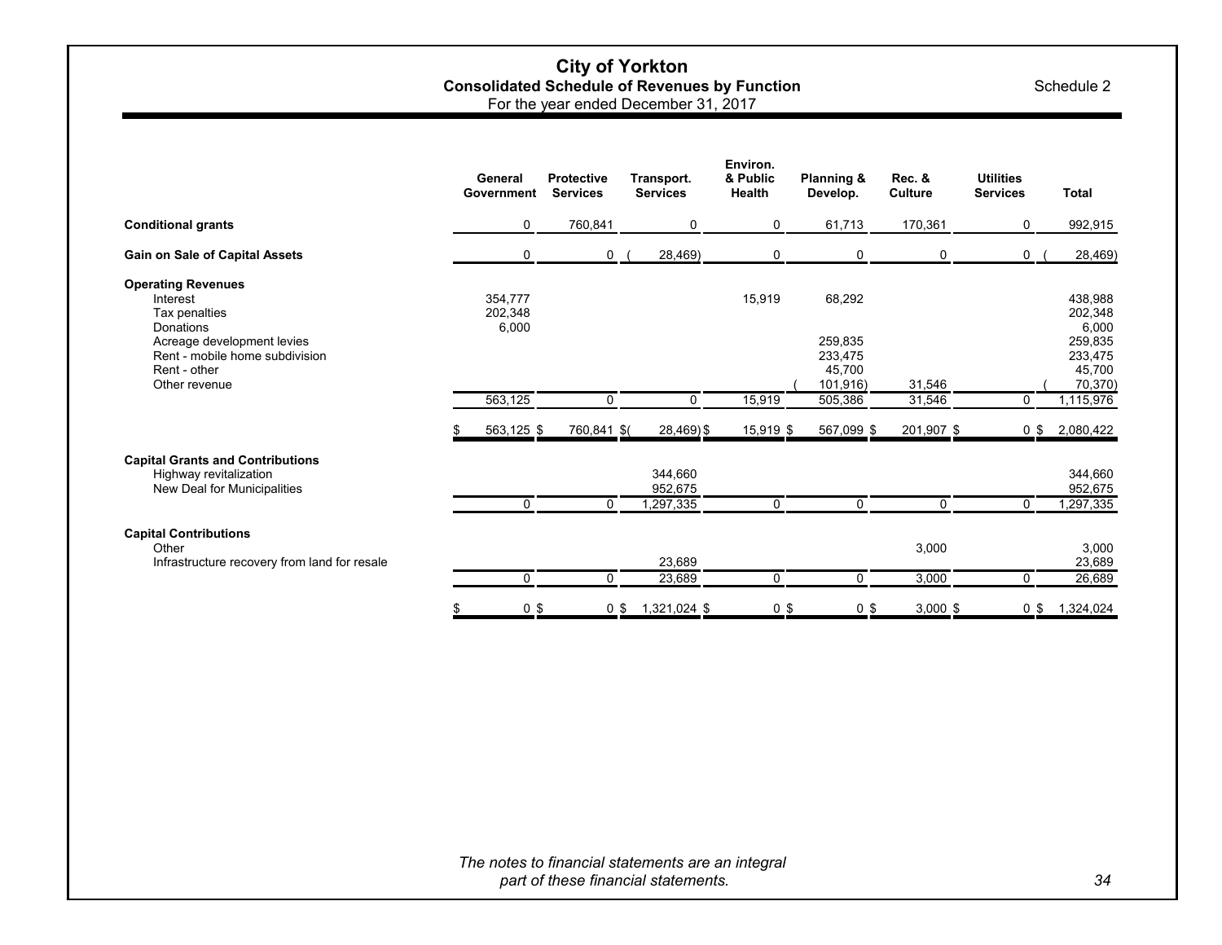# City of Yorkton

## Consolidated Schedule of Revenues by Function

For the year ended December 31, 2017

Schedule 2

| | General Government | Protective Services | Transport. Services | Environ. & Public Health | Planning & Develop. | Rec. & Culture | Utilities Services | Total |
|---|---|---|---|---|---|---|---|---|
| **Conditional grants** | 0 | 760,841 | 0 | 0 | 61,713 | 170,361 | 0 | 992,915 |
| **Gain on Sale of Capital Assets** | 0 | 0 | (28,469) | 0 | 0 | 0 | 0 | (28,469) |
| **Operating Revenues** | | | | | | | | |
| Interest | 354,777 | | | 15,919 | 68,292 | | | 438,988 |
| Tax penalties | 202,348 | | | | | | | 202,348 |
| Donations | 6,000 | | | | | | | 6,000 |
| Acreage development levies | | | | | 259,835 | | | 259,835 |
| Rent - mobile home subdivision | | | | | 233,475 | | | 233,475 |
| Rent - other | | | | | 45,700 | | | 45,700 |
| Other revenue | | | | | (101,916) | 31,546 | | (70,370) |
| | 563,125 | 0 | 0 | 15,919 | 505,386 | 31,546 | 0 | 1,115,976 |
| | $ 563,125 | $ 760,841 | $(28,469) | $ 15,919 | $ 567,099 | $ 201,907 | $ 0 | $ 2,080,422 |
| **Capital Grants and Contributions** | | | | | | | | |
| Highway revitalization | | | 344,660 | | | | | 344,660 |
| New Deal for Municipalities | | | 952,675 | | | | | 952,675 |
| | 0 | 0 | 1,297,335 | 0 | 0 | 0 | 0 | 1,297,335 |
| **Capital Contributions** | | | | | | | | |
| Other | | | | | | 3,000 | | 3,000 |
| Infrastructure recovery from land for resale | | | 23,689 | | | | | 23,689 |
| | 0 | 0 | 23,689 | 0 | 0 | 3,000 | 0 | 26,689 |
| | $ 0 | $ 0 | $ 1,321,024 | $ 0 | $ 0 | $ 3,000 | $ 0 | $ 1,324,024 |

*The notes to financial statements are an integral part of these financial statements.*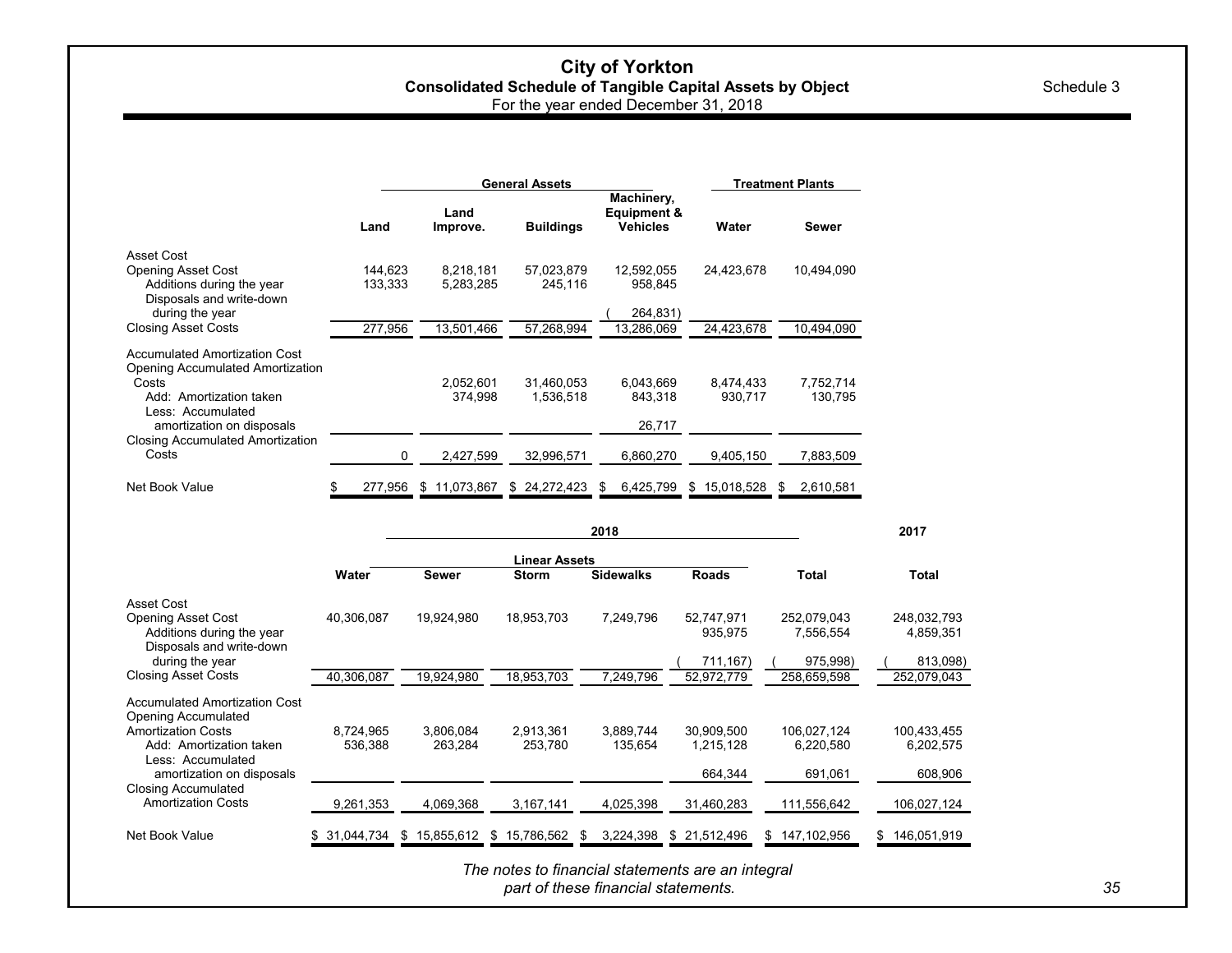# City of Yorkton

## Consolidated Schedule of Tangible Capital Assets by Object

For the year ended December 31, 2018

Schedule 3

| | General Assets | | | | Treatment Plants | |
|---|---|---|---|---|---|---|
| | Land | Land Improve. | Buildings | Machinery, Equipment & Vehicles | Water | Sewer |
| **Asset Cost** | | | | | | |
| Opening Asset Cost | 144,623 | 8,218,181 | 57,023,879 | 12,592,055 | 24,423,678 | 10,494,090 |
| Additions during the year | 133,333 | 5,283,285 | 245,116 | 958,845 | | |
| Disposals and write-down during the year | | | | (264,831) | | |
| Closing Asset Costs | 277,956 | 13,501,466 | 57,268,994 | 13,286,069 | 24,423,678 | 10,494,090 |
| **Accumulated Amortization Cost** | | | | | | |
| Opening Accumulated Amortization Costs | | 2,052,601 | 31,460,053 | 6,043,669 | 8,474,433 | 7,752,714 |
| Add: Amortization taken | | 374,998 | 1,536,518 | 843,318 | 930,717 | 130,795 |
| Less: Accumulated amortization on disposals | | | | 26,717 | | |
| Closing Accumulated Amortization Costs | 0 | 2,427,599 | 32,996,571 | 6,860,270 | 9,405,150 | 7,883,509 |
| Net Book Value | $ 277,956 | $ 11,073,867 | $ 24,272,423 | $ 6,425,799 | $ 15,018,528 | $ 2,610,581 |

| | 2018 | | | | | | 2017 |
|---|---|---|---|---|---|---|---|
| | Linear Assets | | | | | | |
| | Water | Sewer | Storm | Sidewalks | Roads | Total | Total |
| **Asset Cost** | | | | | | | |
| Opening Asset Cost | 40,306,087 | 19,924,980 | 18,953,703 | 7,249,796 | 52,747,971 | 252,079,043 | 248,032,793 |
| Additions during the year | | | | | 935,975 | 7,556,554 | 4,859,351 |
| Disposals and write-down during the year | | | | | (711,167) | (975,998) | (813,098) |
| Closing Asset Costs | 40,306,087 | 19,924,980 | 18,953,703 | 7,249,796 | 52,972,779 | 258,659,598 | 252,079,043 |
| **Accumulated Amortization Cost** | | | | | | | |
| Opening Accumulated Amortization Costs | 8,724,965 | 3,806,084 | 2,913,361 | 3,889,744 | 30,909,500 | 106,027,124 | 100,433,455 |
| Add: Amortization taken | 536,388 | 263,284 | 253,780 | 135,654 | 1,215,128 | 6,220,580 | 6,202,575 |
| Less: Accumulated amortization on disposals | | | | | 664,344 | 691,061 | 608,906 |
| Closing Accumulated Amortization Costs | 9,261,353 | 4,069,368 | 3,167,141 | 4,025,398 | 31,460,283 | 111,556,642 | 106,027,124 |
| Net Book Value | $ 31,044,734 | $ 15,855,612 | $ 15,786,562 | $ 3,224,398 | $ 21,512,496 | $ 147,102,956 | $ 146,051,919 |

*The notes to financial statements are an integral part of these financial statements.*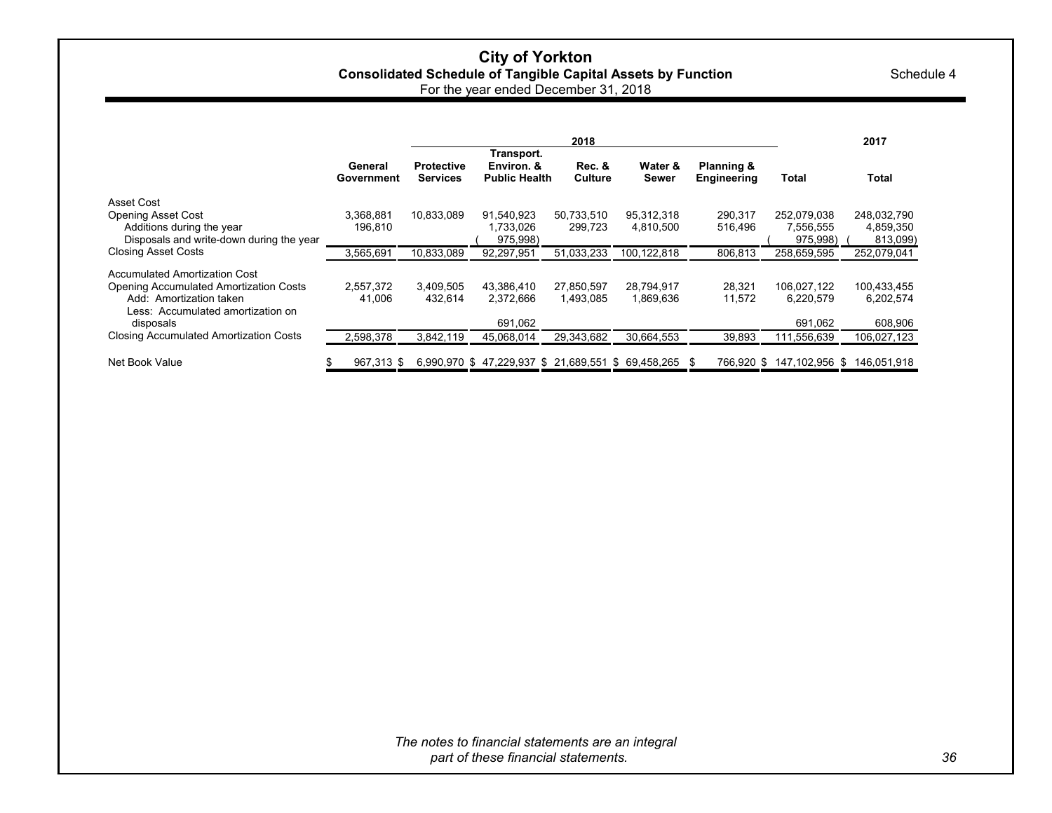# City of Yorkton

## Consolidated Schedule of Tangible Capital Assets by Function

For the year ended December 31, 2018

Schedule 4

| | 2018 | | | | | | | 2017 |
|---|---|---|---|---|---|---|---|---|
| | General Government | Protective Services | Transport. Environ. & Public Health | Rec. & Culture | Water & Sewer | Planning & Engineering | Total | Total |
| **Asset Cost** | | | | | | | | |
| Opening Asset Cost | 3,368,881 | 10,833,089 | 91,540,923 | 50,733,510 | 95,312,318 | 290,317 | 252,079,038 | 248,032,790 |
| Additions during the year | 196,810 | | 1,733,026 | 299,723 | 4,810,500 | 516,496 | 7,556,555 | 4,859,350 |
| Disposals and write-down during the year | | | (975,998) | | | | (975,998) | (813,099) |
| Closing Asset Costs | 3,565,691 | 10,833,089 | 92,297,951 | 51,033,233 | 100,122,818 | 806,813 | 258,659,595 | 252,079,041 |
| **Accumulated Amortization Cost** | | | | | | | | |
| Opening Accumulated Amortization Costs | 2,557,372 | 3,409,505 | 43,386,410 | 27,850,597 | 28,794,917 | 28,321 | 106,027,122 | 100,433,455 |
| Add: Amortization taken | 41,006 | 432,614 | 2,372,666 | 1,493,085 | 1,869,636 | 11,572 | 6,220,579 | 6,202,574 |
| Less: Accumulated amortization on disposals | | | 691,062 | | | | 691,062 | 608,906 |
| Closing Accumulated Amortization Costs | 2,598,378 | 3,842,119 | 45,068,014 | 29,343,682 | 30,664,553 | 39,893 | 111,556,639 | 106,027,123 |
| Net Book Value | $ 967,313 | $ 6,990,970 | $ 47,229,937 | $ 21,689,551 | $ 69,458,265 | $ 766,920 | $ 147,102,956 | $ 146,051,918 |

*The notes to financial statements are an integral part of these financial statements.*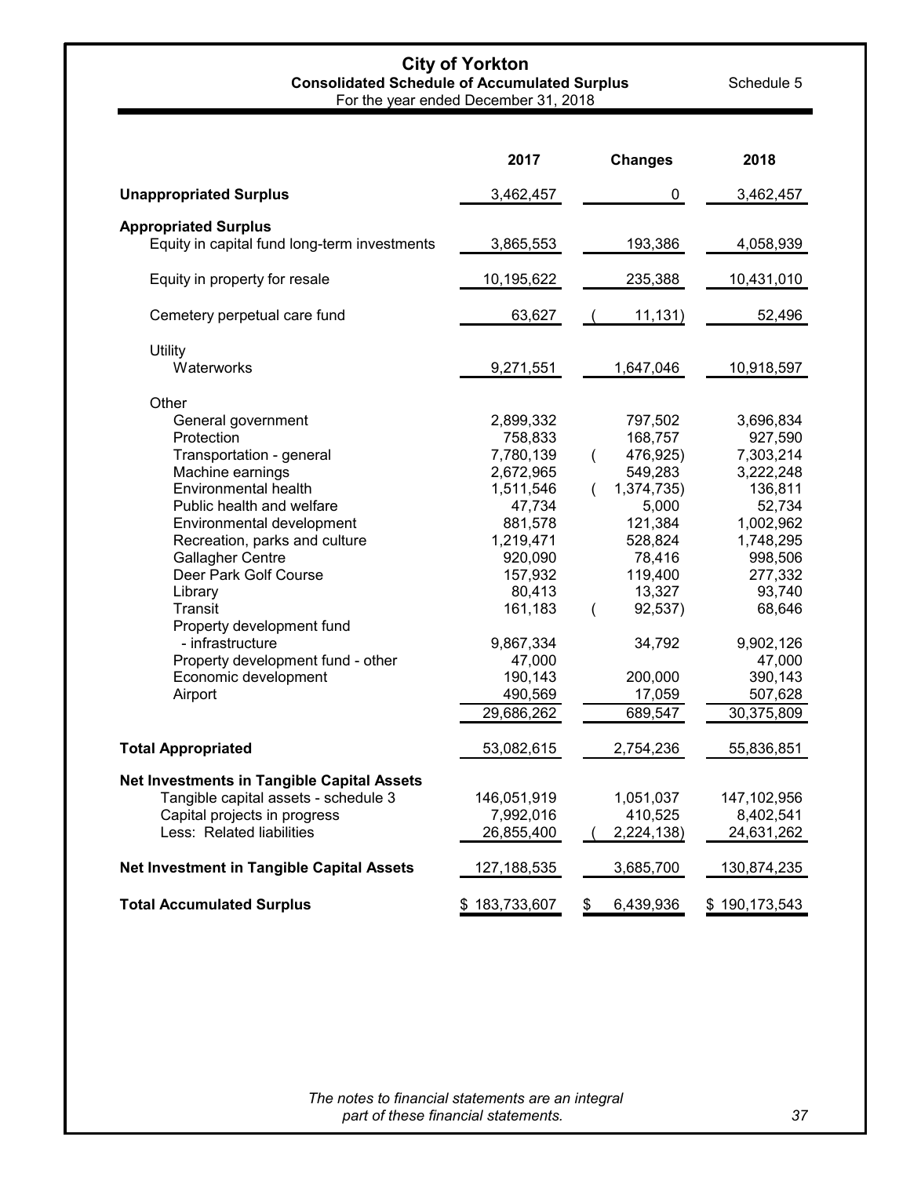# City of Yorkton

## Consolidated Schedule of Accumulated Surplus

Schedule 5

For the year ended December 31, 2018

| | 2017 | Changes | 2018 |
|---|---|---|---|
| **Unappropriated Surplus** | 3,462,457 | 0 | 3,462,457 |
| **Appropriated Surplus** | | | |
| Equity in capital fund long-term investments | 3,865,553 | 193,386 | 4,058,939 |
| Equity in property for resale | 10,195,622 | 235,388 | 10,431,010 |
| Cemetery perpetual care fund | 63,627 | ( 11,131) | 52,496 |
| Utility | | | |
| Waterworks | 9,271,551 | 1,647,046 | 10,918,597 |
| Other | | | |
| General government | 2,899,332 | 797,502 | 3,696,834 |
| Protection | 758,833 | 168,757 | 927,590 |
| Transportation - general | 7,780,139 | ( 476,925) | 7,303,214 |
| Machine earnings | 2,672,965 | 549,283 | 3,222,248 |
| Environmental health | 1,511,546 | ( 1,374,735) | 136,811 |
| Public health and welfare | 47,734 | 5,000 | 52,734 |
| Environmental development | 881,578 | 121,384 | 1,002,962 |
| Recreation, parks and culture | 1,219,471 | 528,824 | 1,748,295 |
| Gallagher Centre | 920,090 | 78,416 | 998,506 |
| Deer Park Golf Course | 157,932 | 119,400 | 277,332 |
| Library | 80,413 | 13,327 | 93,740 |
| Transit | 161,183 | ( 92,537) | 68,646 |
| Property development fund - infrastructure | 9,867,334 | 34,792 | 9,902,126 |
| Property development fund - other | 47,000 | | 47,000 |
| Economic development | 190,143 | 200,000 | 390,143 |
| Airport | 490,569 | 17,059 | 507,628 |
| | 29,686,262 | 689,547 | 30,375,809 |
| **Total Appropriated** | 53,082,615 | 2,754,236 | 55,836,851 |
| **Net Investments in Tangible Capital Assets** | | | |
| Tangible capital assets - schedule 3 | 146,051,919 | 1,051,037 | 147,102,956 |
| Capital projects in progress | 7,992,016 | 410,525 | 8,402,541 |
| Less: Related liabilities | 26,855,400 | ( 2,224,138) | 24,631,262 |
| **Net Investment in Tangible Capital Assets** | 127,188,535 | 3,685,700 | 130,874,235 |
| **Total Accumulated Surplus** | $ 183,733,607 | $ 6,439,936 | $ 190,173,543 |

*The notes to financial statements are an integral part of these financial statements.*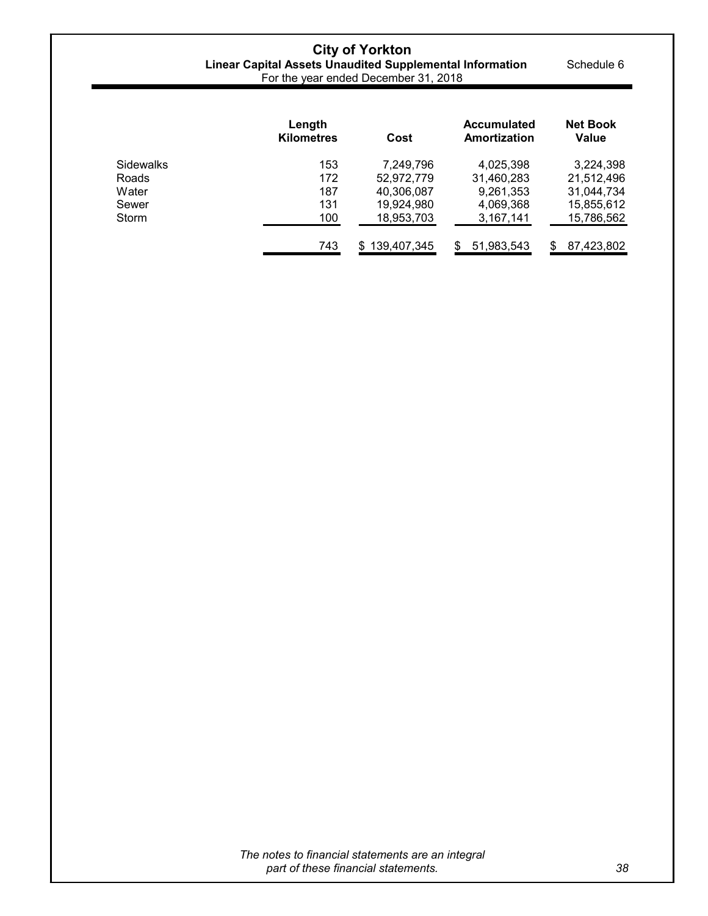# City of Yorkton

## Linear Capital Assets Unaudited Supplemental Information

Schedule 6

For the year ended December 31, 2018

| | Length Kilometres | Cost | Accumulated Amortization | Net Book Value |
|---|---|---|---|---|
| Sidewalks | 153 | 7,249,796 | 4,025,398 | 3,224,398 |
| Roads | 172 | 52,972,779 | 31,460,283 | 21,512,496 |
| Water | 187 | 40,306,087 | 9,261,353 | 31,044,734 |
| Sewer | 131 | 19,924,980 | 4,069,368 | 15,855,612 |
| Storm | 100 | 18,953,703 | 3,167,141 | 15,786,562 |
| | 743 | $ 139,407,345 | $ 51,983,543 | $ 87,423,802 |

*The notes to financial statements are an integral part of these financial statements.*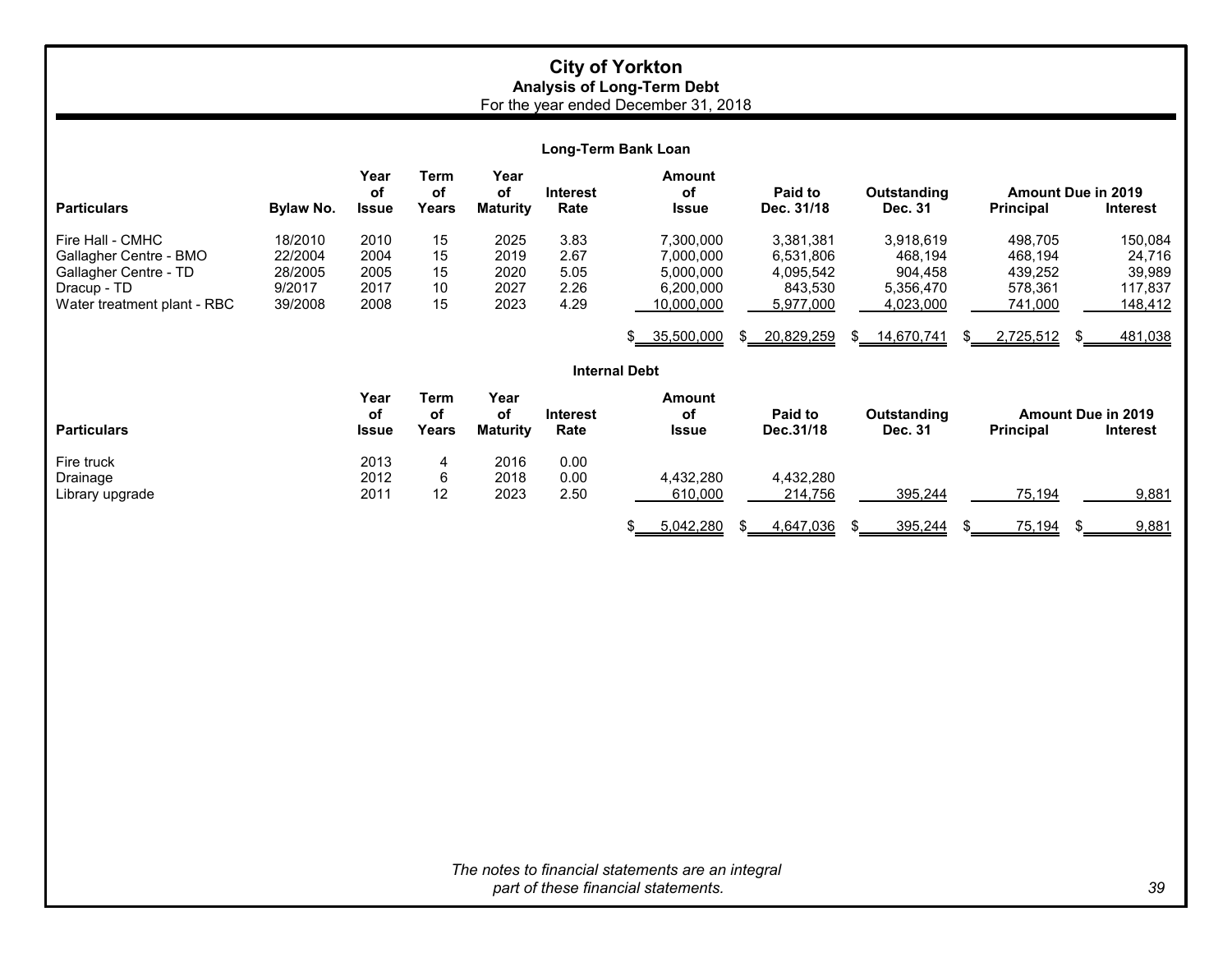# City of Yorkton

## Analysis of Long-Term Debt

For the year ended December 31, 2018

### Long-Term Bank Loan

| Particulars | Bylaw No. | Year of Issue | Term of Years | Year of Maturity | Interest Rate | Amount of Issue | Paid to Dec. 31/18 | Outstanding Dec. 31 | Amount Due in 2019 Principal | Interest |
|---|---|---|---|---|---|---|---|---|---|---|
| Fire Hall - CMHC | 18/2010 | 2010 | 15 | 2025 | 3.83 | 7,300,000 | 3,381,381 | 3,918,619 | 498,705 | 150,084 |
| Gallagher Centre - BMO | 22/2004 | 2004 | 15 | 2019 | 2.67 | 7,000,000 | 6,531,806 | 468,194 | 468,194 | 24,716 |
| Gallagher Centre - TD | 28/2005 | 2005 | 15 | 2020 | 5.05 | 5,000,000 | 4,095,542 | 904,458 | 439,252 | 39,989 |
| Dracup - TD | 9/2017 | 2017 | 10 | 2027 | 2.26 | 6,200,000 | 843,530 | 5,356,470 | 578,361 | 117,837 |
| Water treatment plant - RBC | 39/2008 | 2008 | 15 | 2023 | 4.29 | 10,000,000 | 5,977,000 | 4,023,000 | 741,000 | 148,412 |
| | | | | | | $ 35,500,000 | $ 20,829,259 | $ 14,670,741 | $ 2,725,512 | $ 481,038 |

### Internal Debt

| Particulars | Year of Issue | Term of Years | Year of Maturity | Interest Rate | Amount of Issue | Paid to Dec.31/18 | Outstanding Dec. 31 | Amount Due in 2019 Principal | Interest |
|---|---|---|---|---|---|---|---|---|---|
| Fire truck | 2013 | 4 | 2016 | 0.00 | | | | | |
| Drainage | 2012 | 6 | 2018 | 0.00 | 4,432,280 | 4,432,280 | | | |
| Library upgrade | 2011 | 12 | 2023 | 2.50 | 610,000 | 214,756 | 395,244 | 75,194 | 9,881 |
| | | | | | $ 5,042,280 | $ 4,647,036 | $ 395,244 | $ 75,194 | $ 9,881 |

*The notes to financial statements are an integral part of these financial statements.*